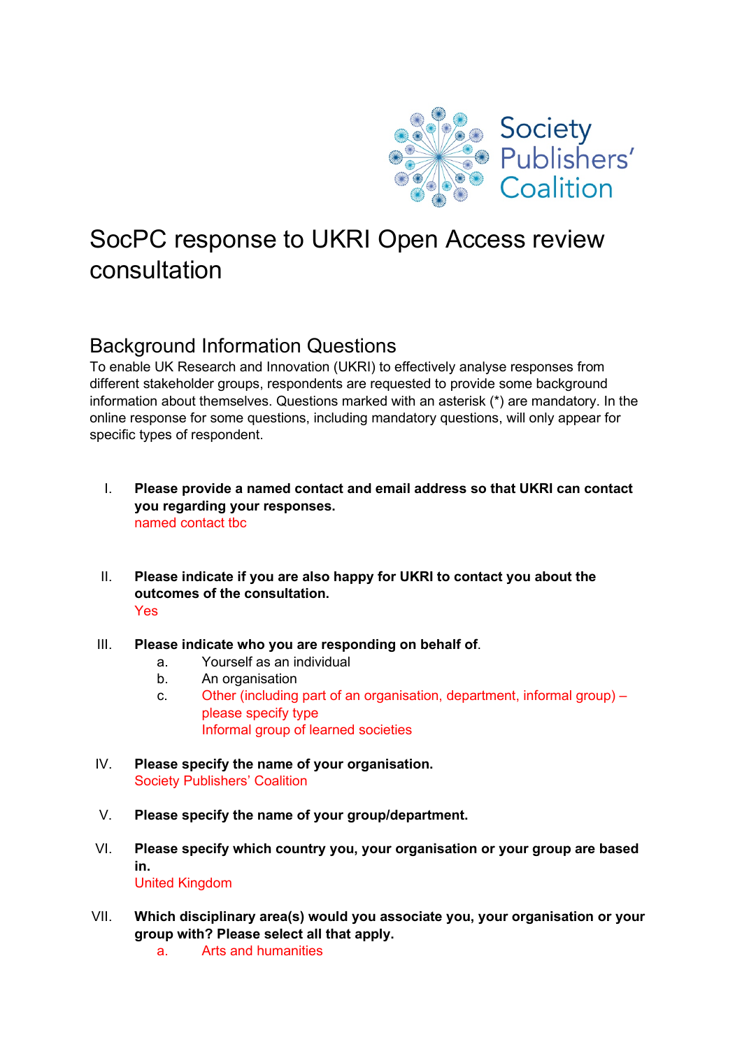Society Publishers' Coalition

# SocPC response to UKRI Open Access review consultation

## Background Information Questions

To enable UK Research and Innovation (UKRI) to effectively analyse responses from different stakeholder groups, respondents are requested to provide some background information about themselves. Questions marked with an asterisk (*) are mandatory. In the online response for some questions, including mandatory questions, will only appear for specific types of respondent.

I. **Please provide a named contact and email address so that UKRI can contact you regarding your responses.**
   named contact tbc

II. **Please indicate if you are also happy for UKRI to contact you about the outcomes of the consultation.**
   Yes

III. **Please indicate who you are responding on behalf of.**
   a. Yourself as an individual
   b. An organisation
   c. Other (including part of an organisation, department, informal group) – please specify type
      Informal group of learned societies

IV. **Please specify the name of your organisation.**
   Society Publishers' Coalition

V. **Please specify the name of your group/department.**

VI. **Please specify which country you, your organisation or your group are based in.**
   United Kingdom

VII. **Which disciplinary area(s) would you associate you, your organisation or your group with? Please select all that apply.**
   a. Arts and humanities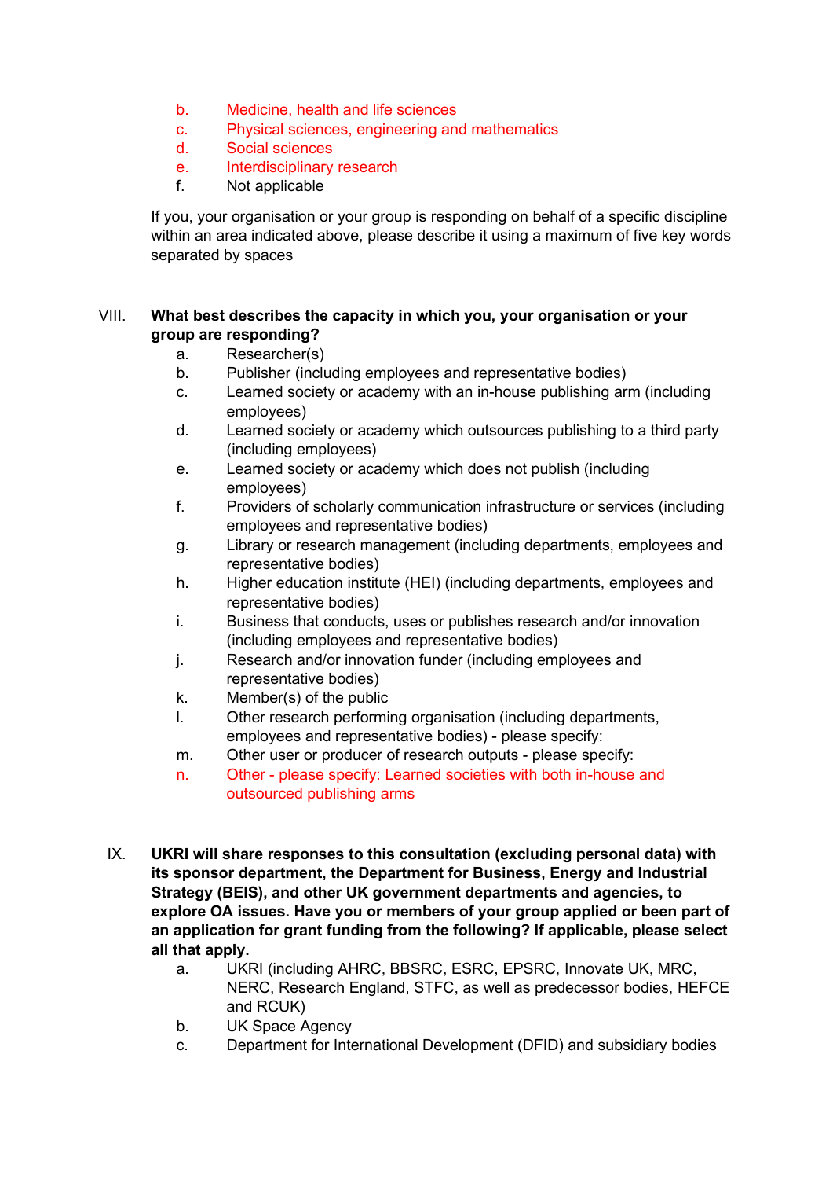b. Medicine, health and life sciences
c. Physical sciences, engineering and mathematics
d. Social sciences
e. Interdisciplinary research
f. Not applicable

If you, your organisation or your group is responding on behalf of a specific discipline within an area indicated above, please describe it using a maximum of five key words separated by spaces

VIII. **What best describes the capacity in which you, your organisation or your group are responding?**

a. Researcher(s)
b. Publisher (including employees and representative bodies)
c. Learned society or academy with an in-house publishing arm (including employees)
d. Learned society or academy which outsources publishing to a third party (including employees)
e. Learned society or academy which does not publish (including employees)
f. Providers of scholarly communication infrastructure or services (including employees and representative bodies)
g. Library or research management (including departments, employees and representative bodies)
h. Higher education institute (HEI) (including departments, employees and representative bodies)
i. Business that conducts, uses or publishes research and/or innovation (including employees and representative bodies)
j. Research and/or innovation funder (including employees and representative bodies)
k. Member(s) of the public
l. Other research performing organisation (including departments, employees and representative bodies) - please specify:
m. Other user or producer of research outputs - please specify:
n. Other - please specify: Learned societies with both in-house and outsourced publishing arms

IX. **UKRI will share responses to this consultation (excluding personal data) with its sponsor department, the Department for Business, Energy and Industrial Strategy (BEIS), and other UK government departments and agencies, to explore OA issues. Have you or members of your group applied or been part of an application for grant funding from the following? If applicable, please select all that apply.**

a. UKRI (including AHRC, BBSRC, ESRC, EPSRC, Innovate UK, MRC, NERC, Research England, STFC, as well as predecessor bodies, HEFCE and RCUK)
b. UK Space Agency
c. Department for International Development (DFID) and subsidiary bodies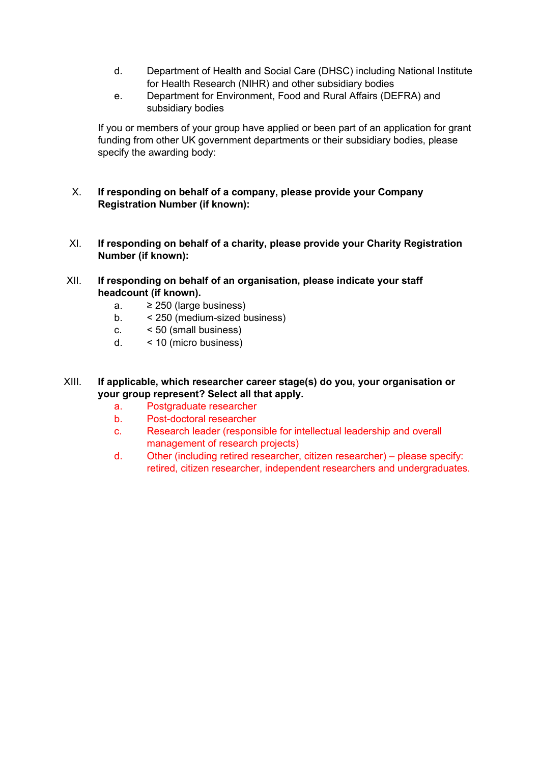d. Department of Health and Social Care (DHSC) including National Institute for Health Research (NIHR) and other subsidiary bodies
e. Department for Environment, Food and Rural Affairs (DEFRA) and subsidiary bodies

If you or members of your group have applied or been part of an application for grant funding from other UK government departments or their subsidiary bodies, please specify the awarding body:

X. **If responding on behalf of a company, please provide your Company Registration Number (if known):**

XI. **If responding on behalf of a charity, please provide your Charity Registration Number (if known):**

XII. **If responding on behalf of an organisation, please indicate your staff headcount (if known).**

a. ≥ 250 (large business)
b. < 250 (medium-sized business)
c. < 50 (small business)
d. < 10 (micro business)

XIII. **If applicable, which researcher career stage(s) do you, your organisation or your group represent? Select all that apply.**

a. Postgraduate researcher
b. Post-doctoral researcher
c. Research leader (responsible for intellectual leadership and overall management of research projects)
d. Other (including retired researcher, citizen researcher) – please specify: retired, citizen researcher, independent researchers and undergraduates.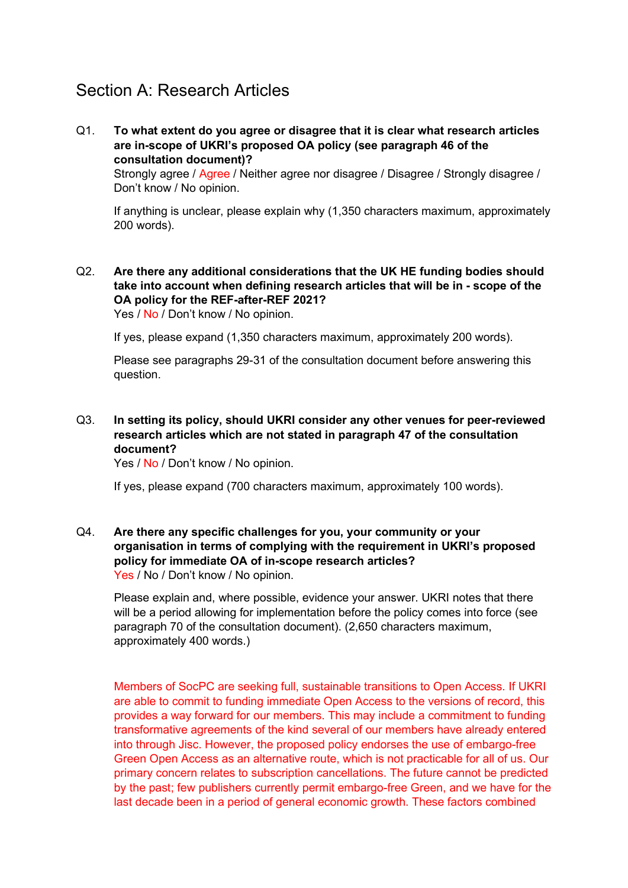## Section A: Research Articles

Q1. **To what extent do you agree or disagree that it is clear what research articles are in-scope of UKRI's proposed OA policy (see paragraph 46 of the consultation document)?**
Strongly agree / Agree / Neither agree nor disagree / Disagree / Strongly disagree / Don't know / No opinion.

If anything is unclear, please explain why (1,350 characters maximum, approximately 200 words).

Q2. **Are there any additional considerations that the UK HE funding bodies should take into account when defining research articles that will be in - scope of the OA policy for the REF-after-REF 2021?**
Yes / No / Don't know / No opinion.

If yes, please expand (1,350 characters maximum, approximately 200 words).

Please see paragraphs 29-31 of the consultation document before answering this question.

Q3. **In setting its policy, should UKRI consider any other venues for peer-reviewed research articles which are not stated in paragraph 47 of the consultation document?**
Yes / No / Don't know / No opinion.

If yes, please expand (700 characters maximum, approximately 100 words).

Q4. **Are there any specific challenges for you, your community or your organisation in terms of complying with the requirement in UKRI's proposed policy for immediate OA of in-scope research articles?**
Yes / No / Don't know / No opinion.

Please explain and, where possible, evidence your answer. UKRI notes that there will be a period allowing for implementation before the policy comes into force (see paragraph 70 of the consultation document). (2,650 characters maximum, approximately 400 words.)

Members of SocPC are seeking full, sustainable transitions to Open Access. If UKRI are able to commit to funding immediate Open Access to the versions of record, this provides a way forward for our members. This may include a commitment to funding transformative agreements of the kind several of our members have already entered into through Jisc. However, the proposed policy endorses the use of embargo-free Green Open Access as an alternative route, which is not practicable for all of us. Our primary concern relates to subscription cancellations. The future cannot be predicted by the past; few publishers currently permit embargo-free Green, and we have for the last decade been in a period of general economic growth. These factors combined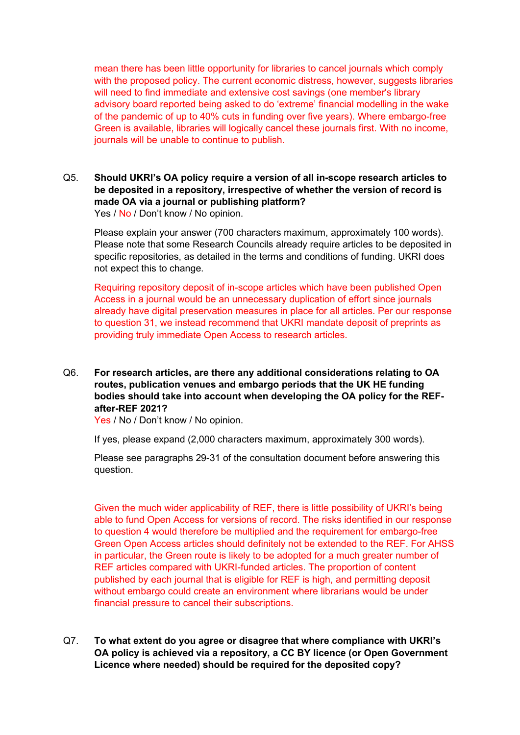mean there has been little opportunity for libraries to cancel journals which comply with the proposed policy. The current economic distress, however, suggests libraries will need to find immediate and extensive cost savings (one member's library advisory board reported being asked to do 'extreme' financial modelling in the wake of the pandemic of up to 40% cuts in funding over five years). Where embargo-free Green is available, libraries will logically cancel these journals first. With no income, journals will be unable to continue to publish.

Q5. **Should UKRI's OA policy require a version of all in-scope research articles to be deposited in a repository, irrespective of whether the version of record is made OA via a journal or publishing platform?**

Yes / No / Don't know / No opinion.

Please explain your answer (700 characters maximum, approximately 100 words). Please note that some Research Councils already require articles to be deposited in specific repositories, as detailed in the terms and conditions of funding. UKRI does not expect this to change.

Requiring repository deposit of in-scope articles which have been published Open Access in a journal would be an unnecessary duplication of effort since journals already have digital preservation measures in place for all articles. Per our response to question 31, we instead recommend that UKRI mandate deposit of preprints as providing truly immediate Open Access to research articles.

Q6. **For research articles, are there any additional considerations relating to OA routes, publication venues and embargo periods that the UK HE funding bodies should take into account when developing the OA policy for the REF-after-REF 2021?**

Yes / No / Don't know / No opinion.

If yes, please expand (2,000 characters maximum, approximately 300 words).

Please see paragraphs 29-31 of the consultation document before answering this question.

Given the much wider applicability of REF, there is little possibility of UKRI's being able to fund Open Access for versions of record. The risks identified in our response to question 4 would therefore be multiplied and the requirement for embargo-free Green Open Access articles should definitely not be extended to the REF. For AHSS in particular, the Green route is likely to be adopted for a much greater number of REF articles compared with UKRI-funded articles. The proportion of content published by each journal that is eligible for REF is high, and permitting deposit without embargo could create an environment where librarians would be under financial pressure to cancel their subscriptions.

Q7. **To what extent do you agree or disagree that where compliance with UKRI's OA policy is achieved via a repository, a CC BY licence (or Open Government Licence where needed) should be required for the deposited copy?**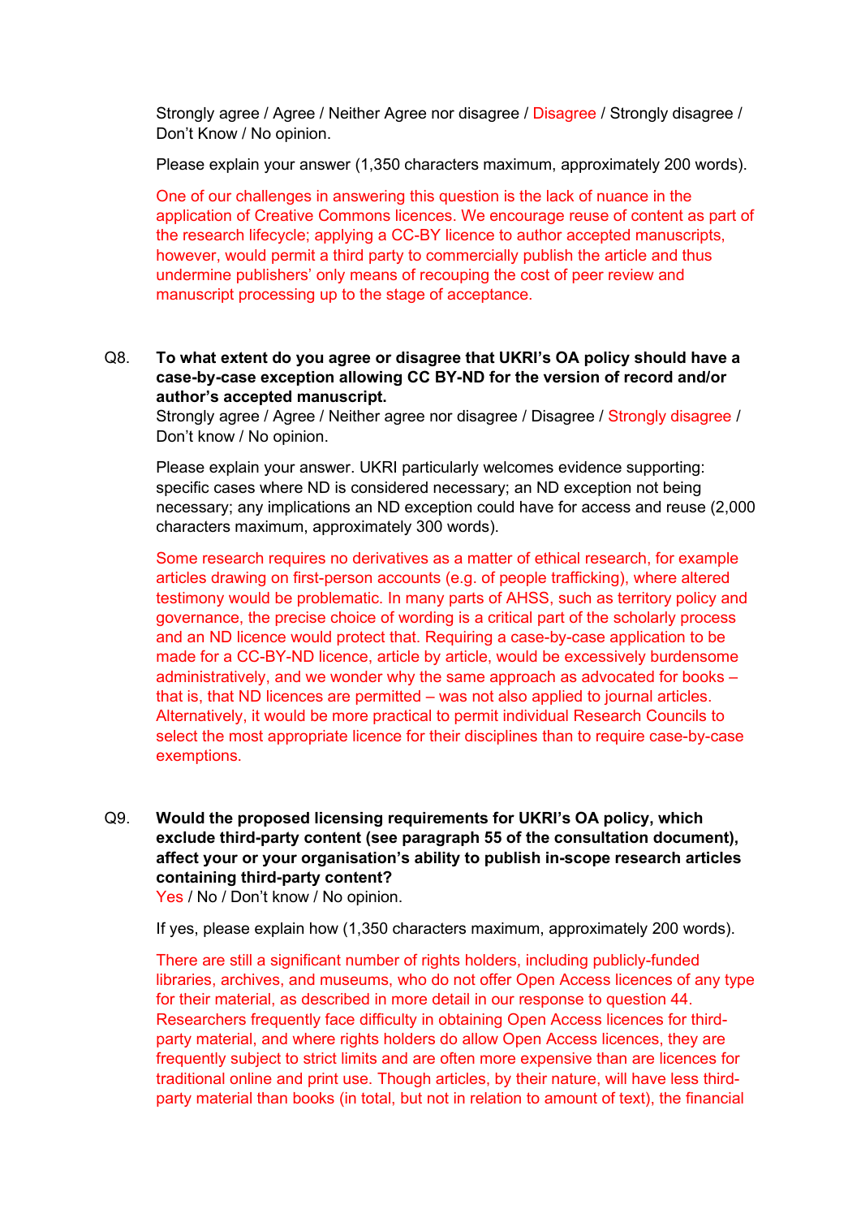Strongly agree / Agree / Neither Agree nor disagree / Disagree / Strongly disagree / Don't Know / No opinion.

Please explain your answer (1,350 characters maximum, approximately 200 words).

One of our challenges in answering this question is the lack of nuance in the application of Creative Commons licences. We encourage reuse of content as part of the research lifecycle; applying a CC-BY licence to author accepted manuscripts, however, would permit a third party to commercially publish the article and thus undermine publishers' only means of recouping the cost of peer review and manuscript processing up to the stage of acceptance.

Q8. **To what extent do you agree or disagree that UKRI's OA policy should have a case-by-case exception allowing CC BY-ND for the version of record and/or author's accepted manuscript.**

Strongly agree / Agree / Neither agree nor disagree / Disagree / Strongly disagree / Don't know / No opinion.

Please explain your answer. UKRI particularly welcomes evidence supporting: specific cases where ND is considered necessary; an ND exception not being necessary; any implications an ND exception could have for access and reuse (2,000 characters maximum, approximately 300 words).

Some research requires no derivatives as a matter of ethical research, for example articles drawing on first-person accounts (e.g. of people trafficking), where altered testimony would be problematic. In many parts of AHSS, such as territory policy and governance, the precise choice of wording is a critical part of the scholarly process and an ND licence would protect that. Requiring a case-by-case application to be made for a CC-BY-ND licence, article by article, would be excessively burdensome administratively, and we wonder why the same approach as advocated for books – that is, that ND licences are permitted – was not also applied to journal articles. Alternatively, it would be more practical to permit individual Research Councils to select the most appropriate licence for their disciplines than to require case-by-case exemptions.

Q9. **Would the proposed licensing requirements for UKRI's OA policy, which exclude third-party content (see paragraph 55 of the consultation document), affect your or your organisation's ability to publish in-scope research articles containing third-party content?**

Yes / No / Don't know / No opinion.

If yes, please explain how (1,350 characters maximum, approximately 200 words).

There are still a significant number of rights holders, including publicly-funded libraries, archives, and museums, who do not offer Open Access licences of any type for their material, as described in more detail in our response to question 44. Researchers frequently face difficulty in obtaining Open Access licences for third-party material, and where rights holders do allow Open Access licences, they are frequently subject to strict limits and are often more expensive than are licences for traditional online and print use. Though articles, by their nature, will have less third-party material than books (in total, but not in relation to amount of text), the financial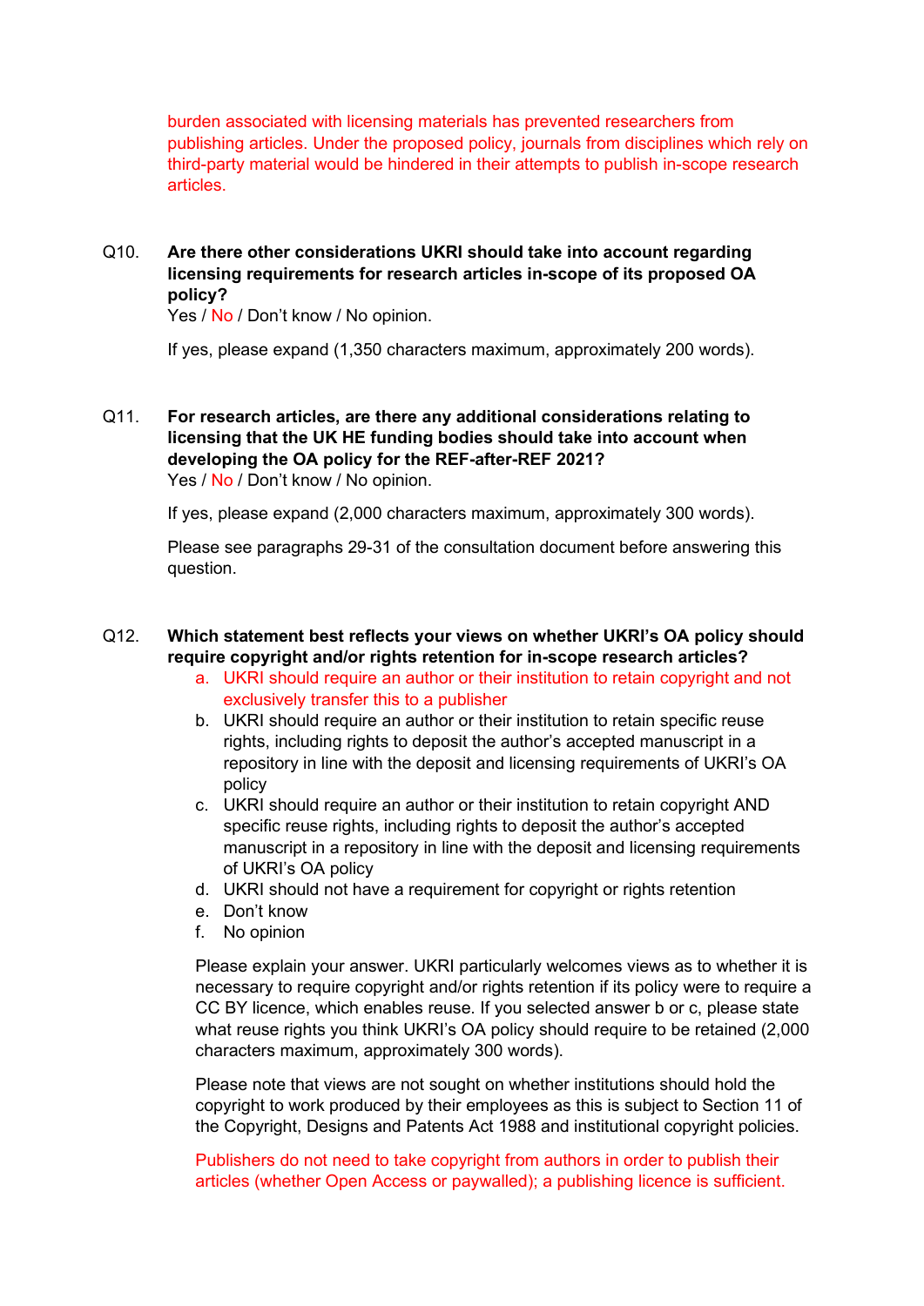burden associated with licensing materials has prevented researchers from publishing articles. Under the proposed policy, journals from disciplines which rely on third-party material would be hindered in their attempts to publish in-scope research articles.

Q10. **Are there other considerations UKRI should take into account regarding licensing requirements for research articles in-scope of its proposed OA policy?**
Yes / No / Don't know / No opinion.

If yes, please expand (1,350 characters maximum, approximately 200 words).

Q11. **For research articles, are there any additional considerations relating to licensing that the UK HE funding bodies should take into account when developing the OA policy for the REF-after-REF 2021?**
Yes / No / Don't know / No opinion.

If yes, please expand (2,000 characters maximum, approximately 300 words).

Please see paragraphs 29-31 of the consultation document before answering this question.

Q12. **Which statement best reflects your views on whether UKRI's OA policy should require copyright and/or rights retention for in-scope research articles?**

a. UKRI should require an author or their institution to retain copyright and not exclusively transfer this to a publisher
b. UKRI should require an author or their institution to retain specific reuse rights, including rights to deposit the author's accepted manuscript in a repository in line with the deposit and licensing requirements of UKRI's OA policy
c. UKRI should require an author or their institution to retain copyright AND specific reuse rights, including rights to deposit the author's accepted manuscript in a repository in line with the deposit and licensing requirements of UKRI's OA policy
d. UKRI should not have a requirement for copyright or rights retention
e. Don't know
f. No opinion

Please explain your answer. UKRI particularly welcomes views as to whether it is necessary to require copyright and/or rights retention if its policy were to require a CC BY licence, which enables reuse. If you selected answer b or c, please state what reuse rights you think UKRI's OA policy should require to be retained (2,000 characters maximum, approximately 300 words).

Please note that views are not sought on whether institutions should hold the copyright to work produced by their employees as this is subject to Section 11 of the Copyright, Designs and Patents Act 1988 and institutional copyright policies.

Publishers do not need to take copyright from authors in order to publish their articles (whether Open Access or paywalled); a publishing licence is sufficient.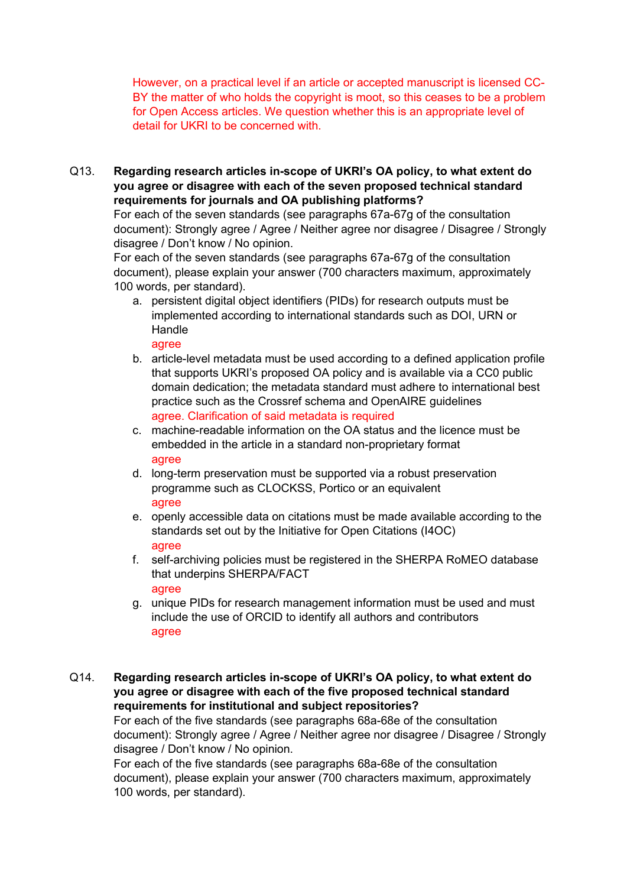However, on a practical level if an article or accepted manuscript is licensed CC-BY the matter of who holds the copyright is moot, so this ceases to be a problem for Open Access articles. We question whether this is an appropriate level of detail for UKRI to be concerned with.

Q13. **Regarding research articles in-scope of UKRI's OA policy, to what extent do you agree or disagree with each of the seven proposed technical standard requirements for journals and OA publishing platforms?**

For each of the seven standards (see paragraphs 67a-67g of the consultation document): Strongly agree / Agree / Neither agree nor disagree / Disagree / Strongly disagree / Don't know / No opinion.

For each of the seven standards (see paragraphs 67a-67g of the consultation document), please explain your answer (700 characters maximum, approximately 100 words, per standard).

a. persistent digital object identifiers (PIDs) for research outputs must be implemented according to international standards such as DOI, URN or Handle
   agree
b. article-level metadata must be used according to a defined application profile that supports UKRI's proposed OA policy and is available via a CC0 public domain dedication; the metadata standard must adhere to international best practice such as the Crossref schema and OpenAIRE guidelines
   agree. Clarification of said metadata is required
c. machine-readable information on the OA status and the licence must be embedded in the article in a standard non-proprietary format
   agree
d. long-term preservation must be supported via a robust preservation programme such as CLOCKSS, Portico or an equivalent
   agree
e. openly accessible data on citations must be made available according to the standards set out by the Initiative for Open Citations (I4OC)
   agree
f. self-archiving policies must be registered in the SHERPA RoMEO database that underpins SHERPA/FACT
   agree
g. unique PIDs for research management information must be used and must include the use of ORCID to identify all authors and contributors
   agree

Q14. **Regarding research articles in-scope of UKRI's OA policy, to what extent do you agree or disagree with each of the five proposed technical standard requirements for institutional and subject repositories?**

For each of the five standards (see paragraphs 68a-68e of the consultation document): Strongly agree / Agree / Neither agree nor disagree / Disagree / Strongly disagree / Don't know / No opinion.

For each of the five standards (see paragraphs 68a-68e of the consultation document), please explain your answer (700 characters maximum, approximately 100 words, per standard).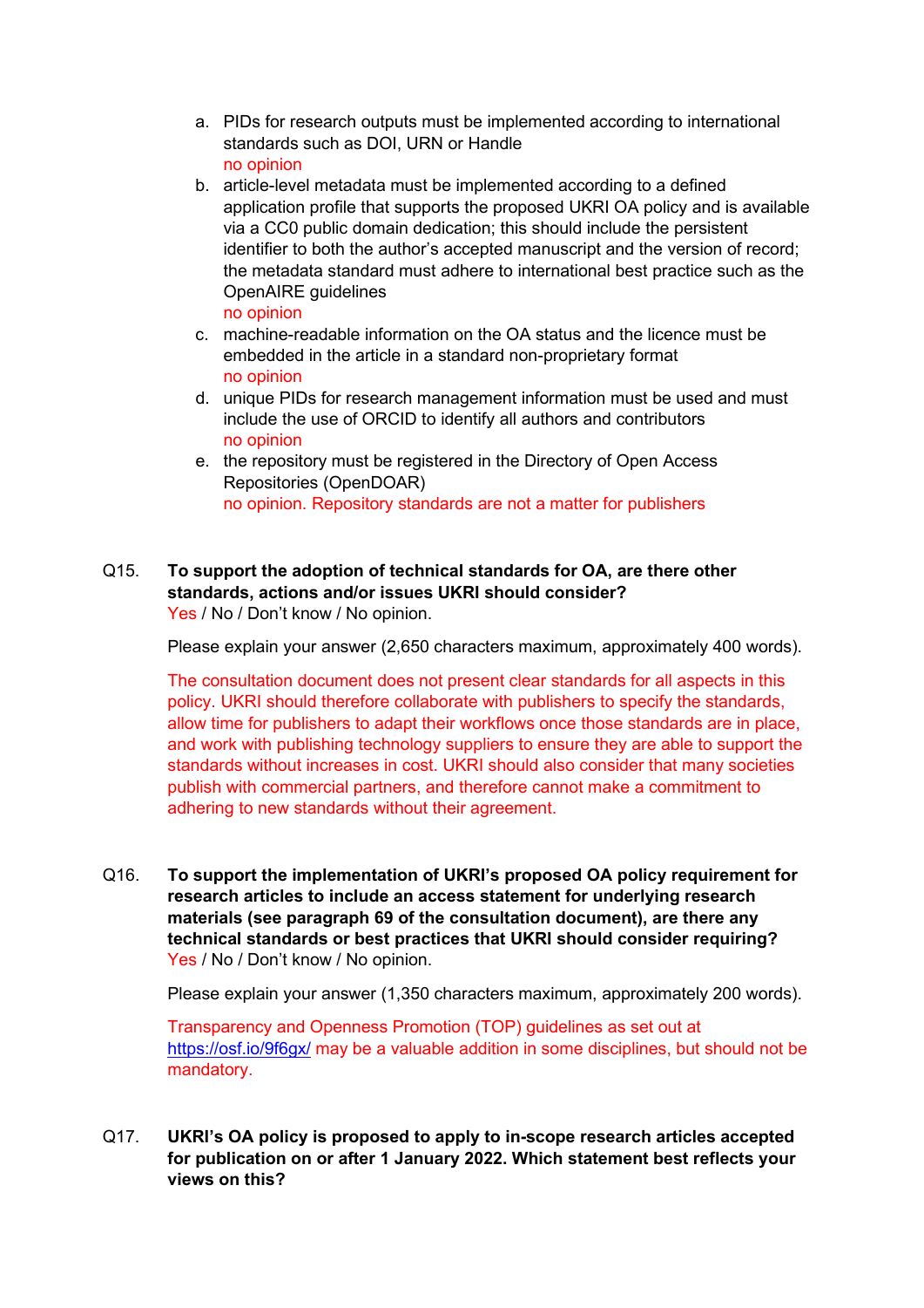a. PIDs for research outputs must be implemented according to international standards such as DOI, URN or Handle
   no opinion
b. article-level metadata must be implemented according to a defined application profile that supports the proposed UKRI OA policy and is available via a CC0 public domain dedication; this should include the persistent identifier to both the author's accepted manuscript and the version of record; the metadata standard must adhere to international best practice such as the OpenAIRE guidelines
   no opinion
c. machine-readable information on the OA status and the licence must be embedded in the article in a standard non-proprietary format
   no opinion
d. unique PIDs for research management information must be used and must include the use of ORCID to identify all authors and contributors
   no opinion
e. the repository must be registered in the Directory of Open Access Repositories (OpenDOAR)
   no opinion. Repository standards are not a matter for publishers

**Q15. To support the adoption of technical standards for OA, are there other standards, actions and/or issues UKRI should consider?**
Yes / No / Don't know / No opinion.

Please explain your answer (2,650 characters maximum, approximately 400 words).

The consultation document does not present clear standards for all aspects in this policy. UKRI should therefore collaborate with publishers to specify the standards, allow time for publishers to adapt their workflows once those standards are in place, and work with publishing technology suppliers to ensure they are able to support the standards without increases in cost. UKRI should also consider that many societies publish with commercial partners, and therefore cannot make a commitment to adhering to new standards without their agreement.

**Q16. To support the implementation of UKRI's proposed OA policy requirement for research articles to include an access statement for underlying research materials (see paragraph 69 of the consultation document), are there any technical standards or best practices that UKRI should consider requiring?**
Yes / No / Don't know / No opinion.

Please explain your answer (1,350 characters maximum, approximately 200 words).

Transparency and Openness Promotion (TOP) guidelines as set out at https://osf.io/9f6gx/ may be a valuable addition in some disciplines, but should not be mandatory.

**Q17. UKRI's OA policy is proposed to apply to in-scope research articles accepted for publication on or after 1 January 2022. Which statement best reflects your views on this?**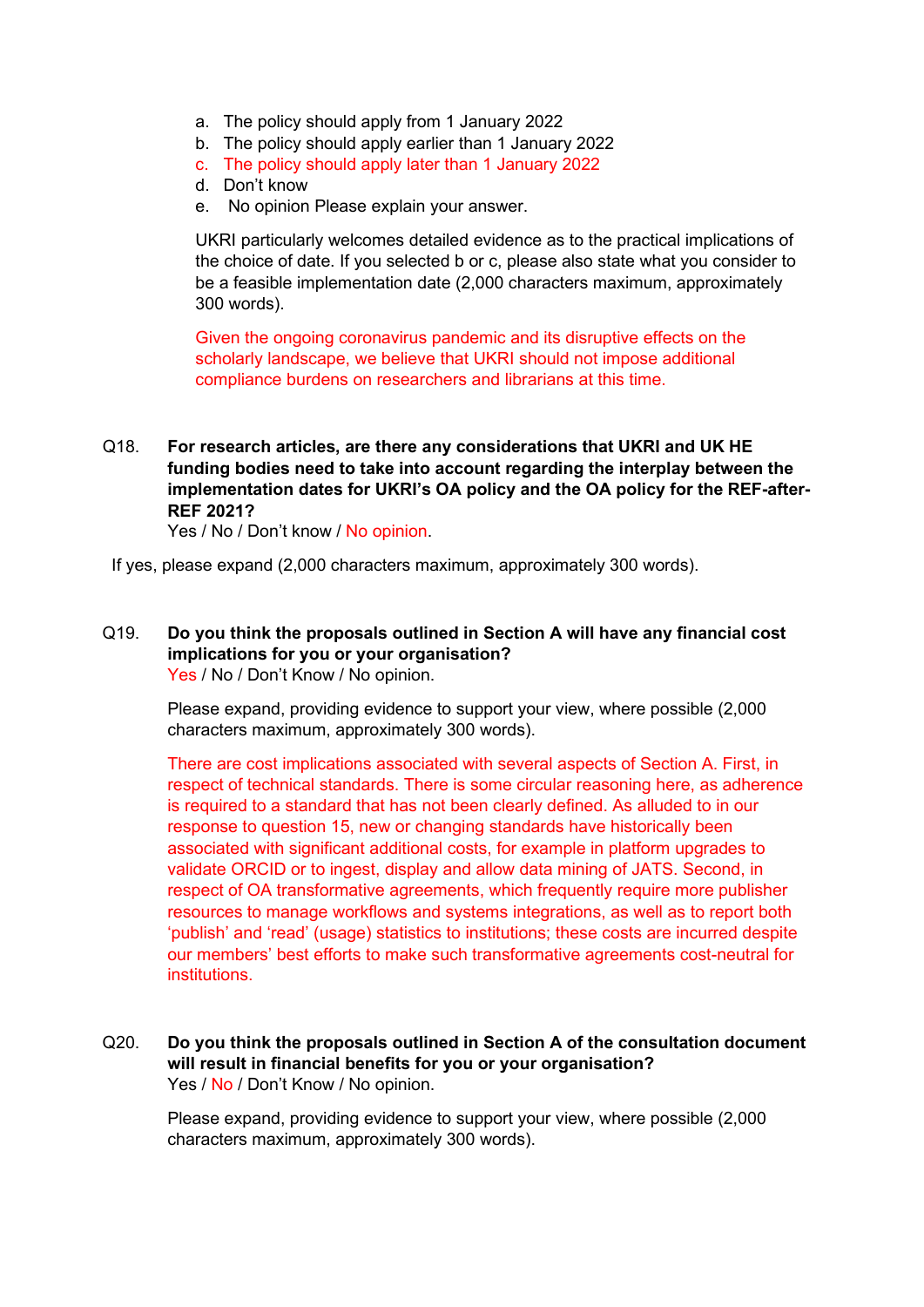a. The policy should apply from 1 January 2022
b. The policy should apply earlier than 1 January 2022
c. The policy should apply later than 1 January 2022
d. Don't know
e. No opinion Please explain your answer.

UKRI particularly welcomes detailed evidence as to the practical implications of the choice of date. If you selected b or c, please also state what you consider to be a feasible implementation date (2,000 characters maximum, approximately 300 words).

Given the ongoing coronavirus pandemic and its disruptive effects on the scholarly landscape, we believe that UKRI should not impose additional compliance burdens on researchers and librarians at this time.

**Q18. For research articles, are there any considerations that UKRI and UK HE funding bodies need to take into account regarding the interplay between the implementation dates for UKRI's OA policy and the OA policy for the REF-after-REF 2021?**

Yes / No / Don't know / No opinion.

If yes, please expand (2,000 characters maximum, approximately 300 words).

**Q19. Do you think the proposals outlined in Section A will have any financial cost implications for you or your organisation?**

Yes / No / Don't Know / No opinion.

Please expand, providing evidence to support your view, where possible (2,000 characters maximum, approximately 300 words).

There are cost implications associated with several aspects of Section A. First, in respect of technical standards. There is some circular reasoning here, as adherence is required to a standard that has not been clearly defined. As alluded to in our response to question 15, new or changing standards have historically been associated with significant additional costs, for example in platform upgrades to validate ORCID or to ingest, display and allow data mining of JATS. Second, in respect of OA transformative agreements, which frequently require more publisher resources to manage workflows and systems integrations, as well as to report both 'publish' and 'read' (usage) statistics to institutions; these costs are incurred despite our members' best efforts to make such transformative agreements cost-neutral for institutions.

**Q20. Do you think the proposals outlined in Section A of the consultation document will result in financial benefits for you or your organisation?**

Yes / No / Don't Know / No opinion.

Please expand, providing evidence to support your view, where possible (2,000 characters maximum, approximately 300 words).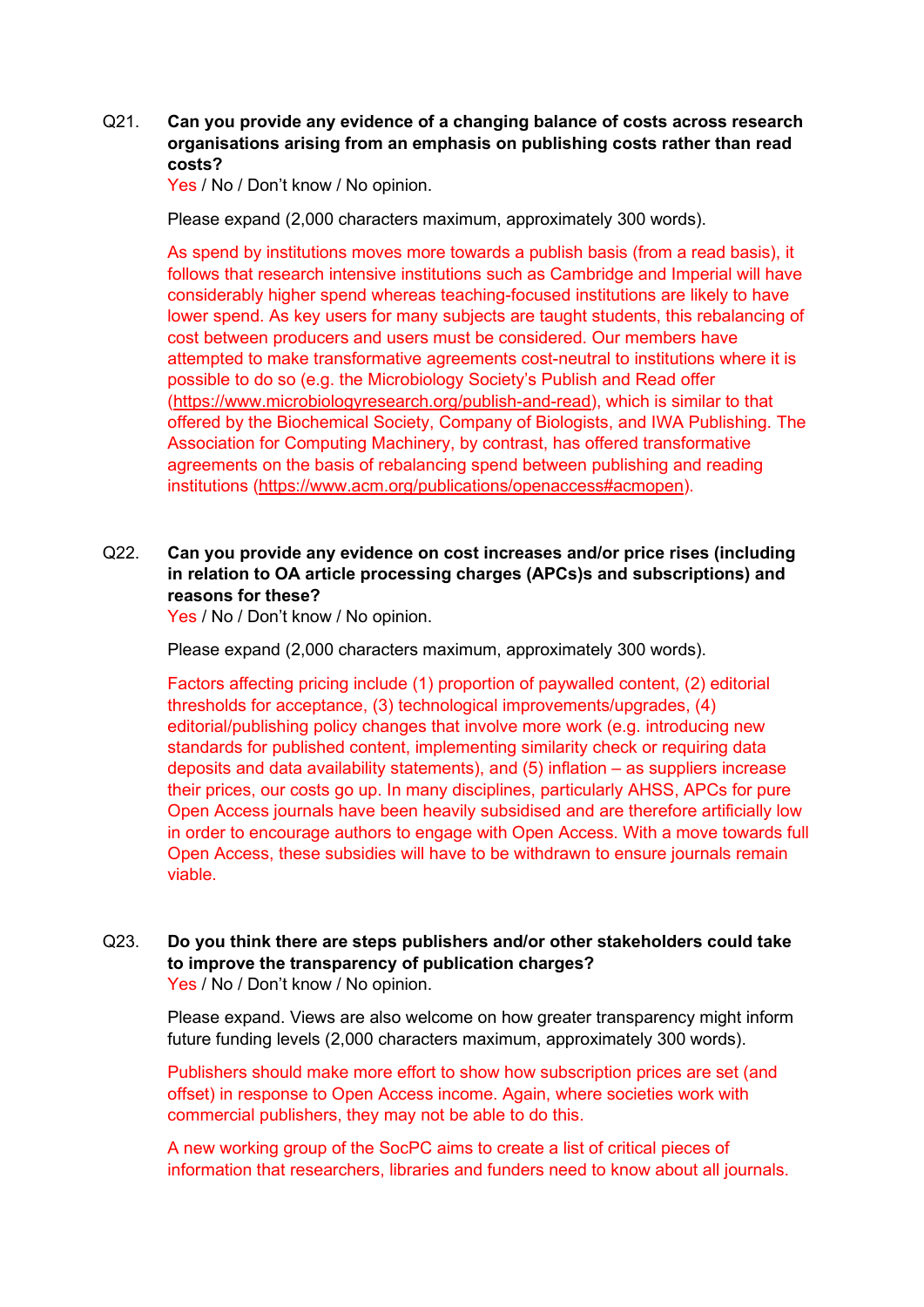Q21. **Can you provide any evidence of a changing balance of costs across research organisations arising from an emphasis on publishing costs rather than read costs?**

Yes / No / Don't know / No opinion.

Please expand (2,000 characters maximum, approximately 300 words).

As spend by institutions moves more towards a publish basis (from a read basis), it follows that research intensive institutions such as Cambridge and Imperial will have considerably higher spend whereas teaching-focused institutions are likely to have lower spend. As key users for many subjects are taught students, this rebalancing of cost between producers and users must be considered. Our members have attempted to make transformative agreements cost-neutral to institutions where it is possible to do so (e.g. the Microbiology Society's Publish and Read offer (https://www.microbiologyresearch.org/publish-and-read), which is similar to that offered by the Biochemical Society, Company of Biologists, and IWA Publishing. The Association for Computing Machinery, by contrast, has offered transformative agreements on the basis of rebalancing spend between publishing and reading institutions (https://www.acm.org/publications/openaccess#acmopen).

Q22. **Can you provide any evidence on cost increases and/or price rises (including in relation to OA article processing charges (APCs)s and subscriptions) and reasons for these?**

Yes / No / Don't know / No opinion.

Please expand (2,000 characters maximum, approximately 300 words).

Factors affecting pricing include (1) proportion of paywalled content, (2) editorial thresholds for acceptance, (3) technological improvements/upgrades, (4) editorial/publishing policy changes that involve more work (e.g. introducing new standards for published content, implementing similarity check or requiring data deposits and data availability statements), and (5) inflation – as suppliers increase their prices, our costs go up. In many disciplines, particularly AHSS, APCs for pure Open Access journals have been heavily subsidised and are therefore artificially low in order to encourage authors to engage with Open Access. With a move towards full Open Access, these subsidies will have to be withdrawn to ensure journals remain viable.

Q23. **Do you think there are steps publishers and/or other stakeholders could take to improve the transparency of publication charges?**

Yes / No / Don't know / No opinion.

Please expand. Views are also welcome on how greater transparency might inform future funding levels (2,000 characters maximum, approximately 300 words).

Publishers should make more effort to show how subscription prices are set (and offset) in response to Open Access income. Again, where societies work with commercial publishers, they may not be able to do this.

A new working group of the SocPC aims to create a list of critical pieces of information that researchers, libraries and funders need to know about all journals.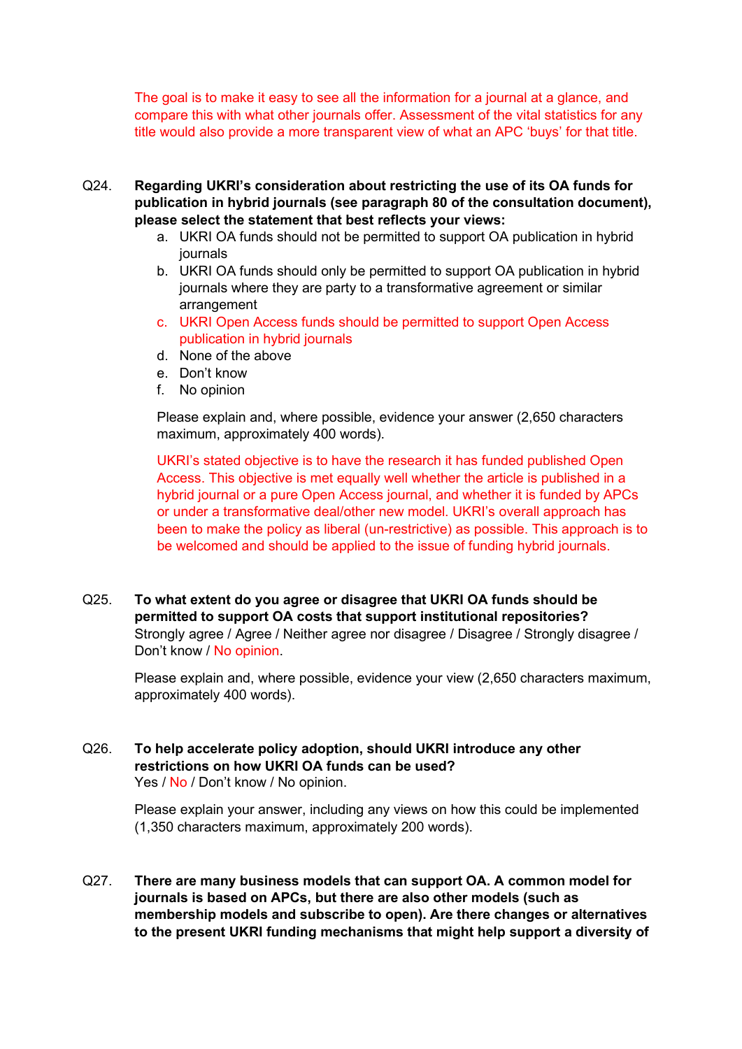The goal is to make it easy to see all the information for a journal at a glance, and compare this with what other journals offer. Assessment of the vital statistics for any title would also provide a more transparent view of what an APC 'buys' for that title.

Q24. **Regarding UKRI's consideration about restricting the use of its OA funds for publication in hybrid journals (see paragraph 80 of the consultation document), please select the statement that best reflects your views:**

a. UKRI OA funds should not be permitted to support OA publication in hybrid journals
b. UKRI OA funds should only be permitted to support OA publication in hybrid journals where they are party to a transformative agreement or similar arrangement
c. UKRI Open Access funds should be permitted to support Open Access publication in hybrid journals
d. None of the above
e. Don't know
f. No opinion

Please explain and, where possible, evidence your answer (2,650 characters maximum, approximately 400 words).

UKRI's stated objective is to have the research it has funded published Open Access. This objective is met equally well whether the article is published in a hybrid journal or a pure Open Access journal, and whether it is funded by APCs or under a transformative deal/other new model. UKRI's overall approach has been to make the policy as liberal (un-restrictive) as possible. This approach is to be welcomed and should be applied to the issue of funding hybrid journals.

Q25. **To what extent do you agree or disagree that UKRI OA funds should be permitted to support OA costs that support institutional repositories?**
Strongly agree / Agree / Neither agree nor disagree / Disagree / Strongly disagree / Don't know / No opinion.

Please explain and, where possible, evidence your view (2,650 characters maximum, approximately 400 words).

Q26. **To help accelerate policy adoption, should UKRI introduce any other restrictions on how UKRI OA funds can be used?**
Yes / No / Don't know / No opinion.

Please explain your answer, including any views on how this could be implemented (1,350 characters maximum, approximately 200 words).

Q27. **There are many business models that can support OA. A common model for journals is based on APCs, but there are also other models (such as membership models and subscribe to open). Are there changes or alternatives to the present UKRI funding mechanisms that might help support a diversity of**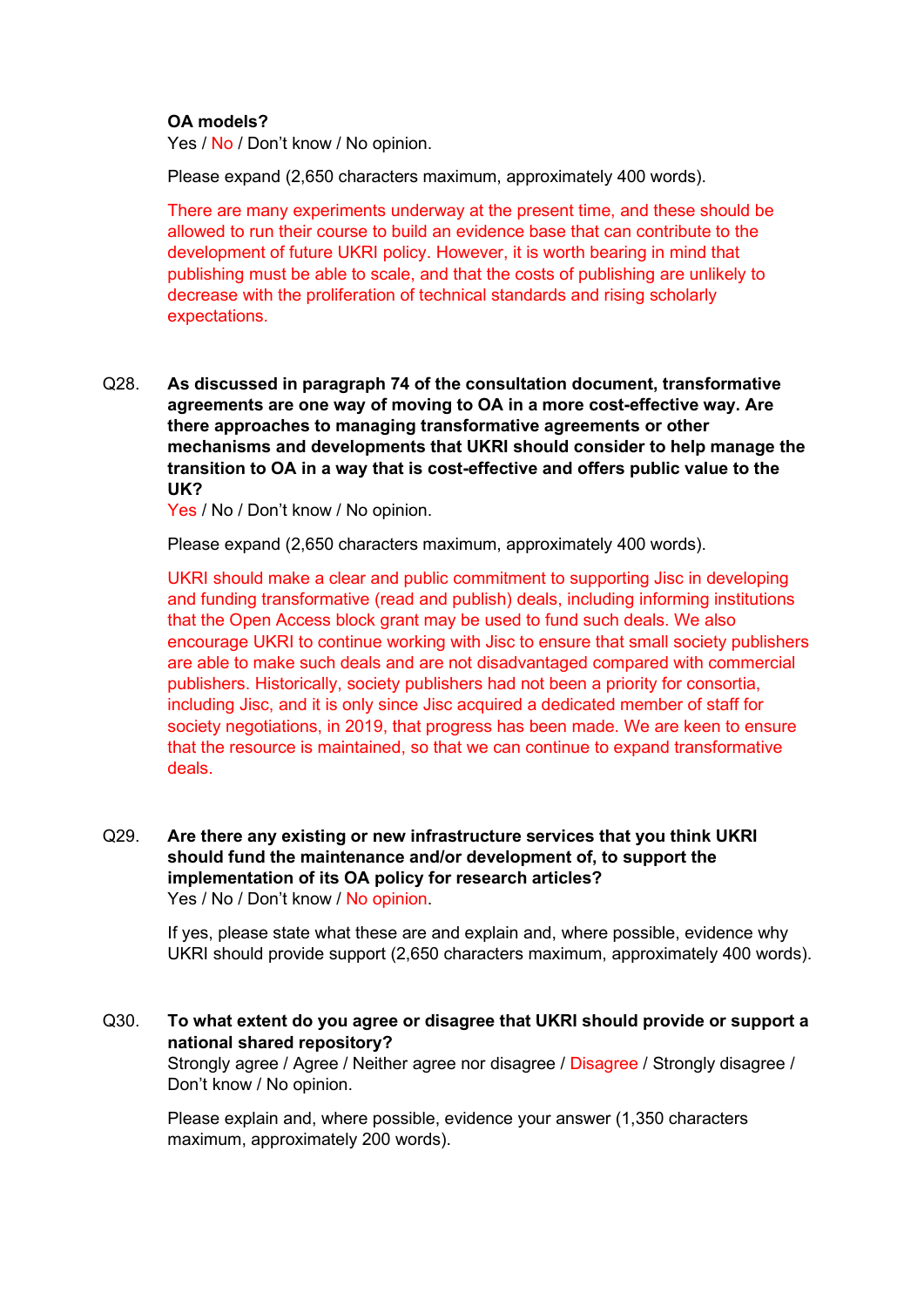**OA models?**
Yes / No / Don't know / No opinion.

Please expand (2,650 characters maximum, approximately 400 words).

There are many experiments underway at the present time, and these should be allowed to run their course to build an evidence base that can contribute to the development of future UKRI policy. However, it is worth bearing in mind that publishing must be able to scale, and that the costs of publishing are unlikely to decrease with the proliferation of technical standards and rising scholarly expectations.

Q28. **As discussed in paragraph 74 of the consultation document, transformative agreements are one way of moving to OA in a more cost-effective way. Are there approaches to managing transformative agreements or other mechanisms and developments that UKRI should consider to help manage the transition to OA in a way that is cost-effective and offers public value to the UK?**
Yes / No / Don't know / No opinion.

Please expand (2,650 characters maximum, approximately 400 words).

UKRI should make a clear and public commitment to supporting Jisc in developing and funding transformative (read and publish) deals, including informing institutions that the Open Access block grant may be used to fund such deals. We also encourage UKRI to continue working with Jisc to ensure that small society publishers are able to make such deals and are not disadvantaged compared with commercial publishers. Historically, society publishers had not been a priority for consortia, including Jisc, and it is only since Jisc acquired a dedicated member of staff for society negotiations, in 2019, that progress has been made. We are keen to ensure that the resource is maintained, so that we can continue to expand transformative deals.

Q29. **Are there any existing or new infrastructure services that you think UKRI should fund the maintenance and/or development of, to support the implementation of its OA policy for research articles?**
Yes / No / Don't know / No opinion.

If yes, please state what these are and explain and, where possible, evidence why UKRI should provide support (2,650 characters maximum, approximately 400 words).

Q30. **To what extent do you agree or disagree that UKRI should provide or support a national shared repository?**
Strongly agree / Agree / Neither agree nor disagree / Disagree / Strongly disagree / Don't know / No opinion.

Please explain and, where possible, evidence your answer (1,350 characters maximum, approximately 200 words).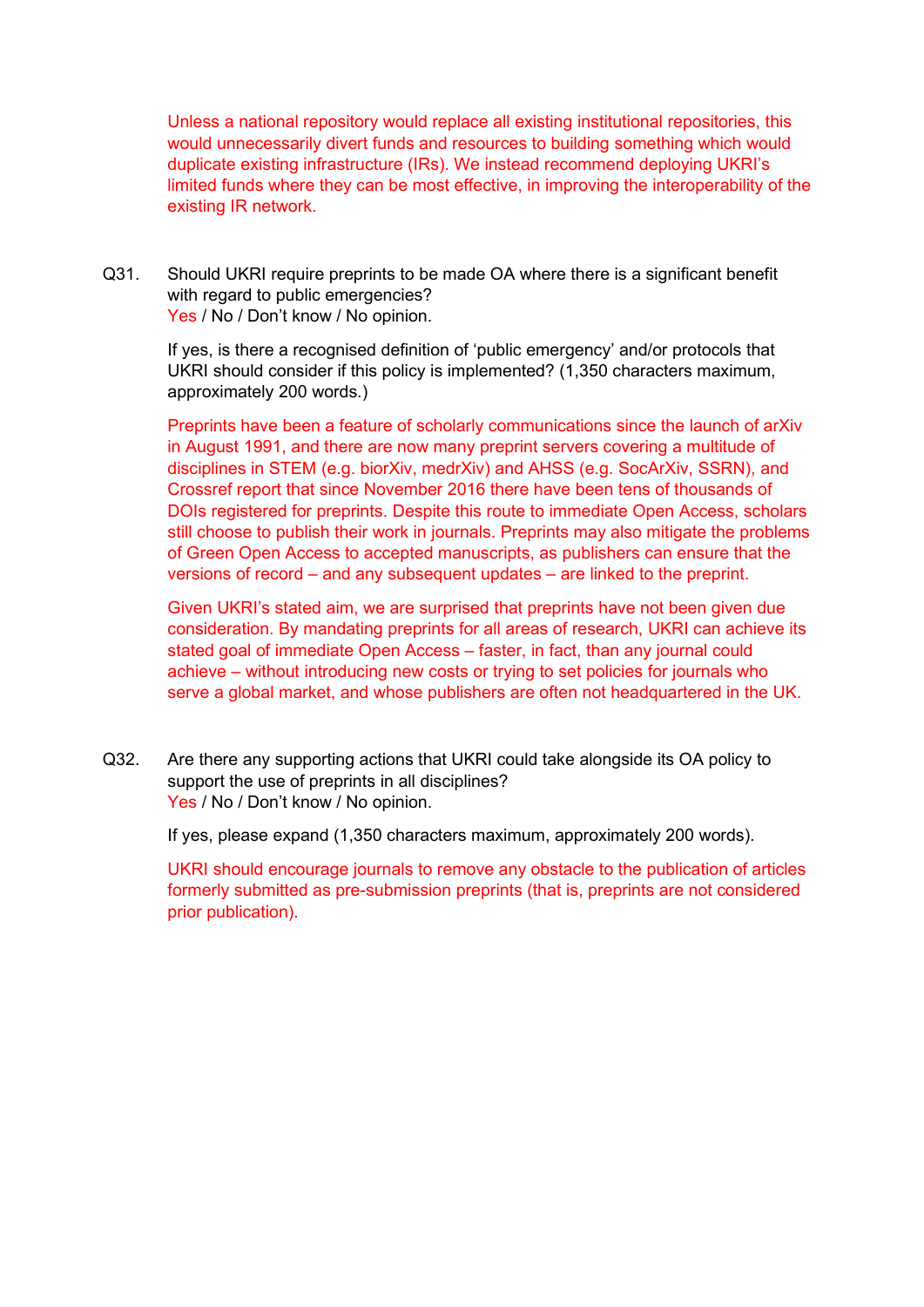Unless a national repository would replace all existing institutional repositories, this would unnecessarily divert funds and resources to building something which would duplicate existing infrastructure (IRs). We instead recommend deploying UKRI's limited funds where they can be most effective, in improving the interoperability of the existing IR network.

Q31. Should UKRI require preprints to be made OA where there is a significant benefit with regard to public emergencies?
Yes / No / Don't know / No opinion.

If yes, is there a recognised definition of 'public emergency' and/or protocols that UKRI should consider if this policy is implemented? (1,350 characters maximum, approximately 200 words.)

Preprints have been a feature of scholarly communications since the launch of arXiv in August 1991, and there are now many preprint servers covering a multitude of disciplines in STEM (e.g. biorXiv, medrXiv) and AHSS (e.g. SocArXiv, SSRN), and Crossref report that since November 2016 there have been tens of thousands of DOIs registered for preprints. Despite this route to immediate Open Access, scholars still choose to publish their work in journals. Preprints may also mitigate the problems of Green Open Access to accepted manuscripts, as publishers can ensure that the versions of record – and any subsequent updates – are linked to the preprint.

Given UKRI's stated aim, we are surprised that preprints have not been given due consideration. By mandating preprints for all areas of research, UKRI can achieve its stated goal of immediate Open Access – faster, in fact, than any journal could achieve – without introducing new costs or trying to set policies for journals who serve a global market, and whose publishers are often not headquartered in the UK.

Q32. Are there any supporting actions that UKRI could take alongside its OA policy to support the use of preprints in all disciplines?
Yes / No / Don't know / No opinion.

If yes, please expand (1,350 characters maximum, approximately 200 words).

UKRI should encourage journals to remove any obstacle to the publication of articles formerly submitted as pre-submission preprints (that is, preprints are not considered prior publication).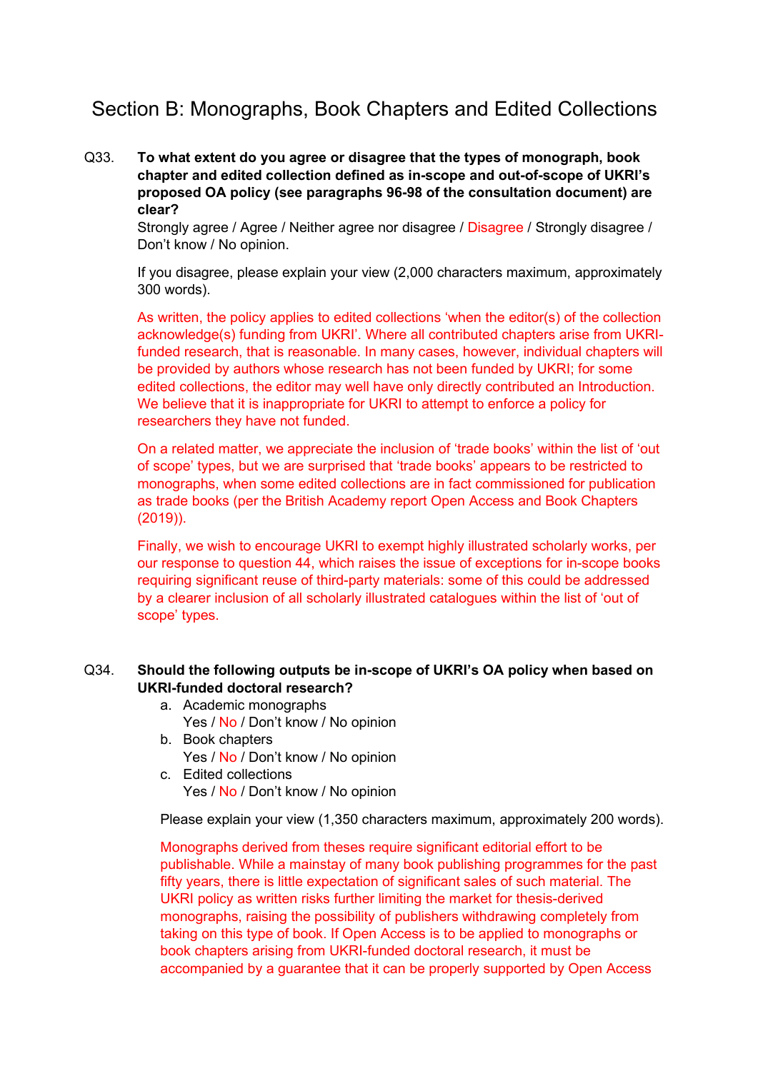# Section B: Monographs, Book Chapters and Edited Collections

Q33. **To what extent do you agree or disagree that the types of monograph, book chapter and edited collection defined as in-scope and out-of-scope of UKRI's proposed OA policy (see paragraphs 96-98 of the consultation document) are clear?**

Strongly agree / Agree / Neither agree nor disagree / Disagree / Strongly disagree / Don't know / No opinion.

If you disagree, please explain your view (2,000 characters maximum, approximately 300 words).

As written, the policy applies to edited collections 'when the editor(s) of the collection acknowledge(s) funding from UKRI'. Where all contributed chapters arise from UKRI-funded research, that is reasonable. In many cases, however, individual chapters will be provided by authors whose research has not been funded by UKRI; for some edited collections, the editor may well have only directly contributed an Introduction. We believe that it is inappropriate for UKRI to attempt to enforce a policy for researchers they have not funded.

On a related matter, we appreciate the inclusion of 'trade books' within the list of 'out of scope' types, but we are surprised that 'trade books' appears to be restricted to monographs, when some edited collections are in fact commissioned for publication as trade books (per the British Academy report Open Access and Book Chapters (2019)).

Finally, we wish to encourage UKRI to exempt highly illustrated scholarly works, per our response to question 44, which raises the issue of exceptions for in-scope books requiring significant reuse of third-party materials: some of this could be addressed by a clearer inclusion of all scholarly illustrated catalogues within the list of 'out of scope' types.

Q34. **Should the following outputs be in-scope of UKRI's OA policy when based on UKRI-funded doctoral research?**

a. Academic monographs
   Yes / No / Don't know / No opinion
b. Book chapters
   Yes / No / Don't know / No opinion
c. Edited collections
   Yes / No / Don't know / No opinion

Please explain your view (1,350 characters maximum, approximately 200 words).

Monographs derived from theses require significant editorial effort to be publishable. While a mainstay of many book publishing programmes for the past fifty years, there is little expectation of significant sales of such material. The UKRI policy as written risks further limiting the market for thesis-derived monographs, raising the possibility of publishers withdrawing completely from taking on this type of book. If Open Access is to be applied to monographs or book chapters arising from UKRI-funded doctoral research, it must be accompanied by a guarantee that it can be properly supported by Open Access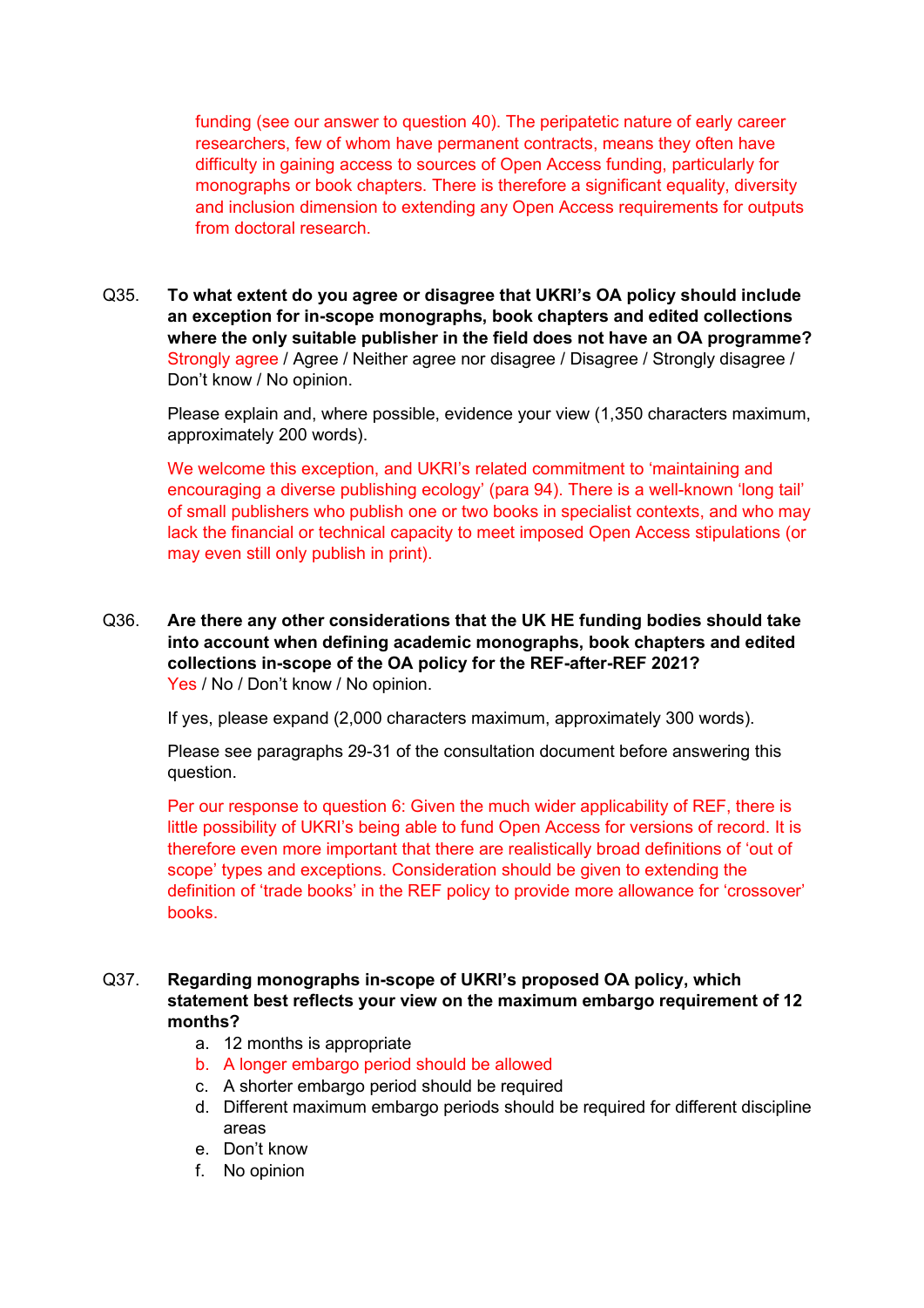funding (see our answer to question 40). The peripatetic nature of early career researchers, few of whom have permanent contracts, means they often have difficulty in gaining access to sources of Open Access funding, particularly for monographs or book chapters. There is therefore a significant equality, diversity and inclusion dimension to extending any Open Access requirements for outputs from doctoral research.

Q35. **To what extent do you agree or disagree that UKRI's OA policy should include an exception for in-scope monographs, book chapters and edited collections where the only suitable publisher in the field does not have an OA programme?**
Strongly agree / Agree / Neither agree nor disagree / Disagree / Strongly disagree / Don't know / No opinion.

Please explain and, where possible, evidence your view (1,350 characters maximum, approximately 200 words).

We welcome this exception, and UKRI's related commitment to 'maintaining and encouraging a diverse publishing ecology' (para 94). There is a well-known 'long tail' of small publishers who publish one or two books in specialist contexts, and who may lack the financial or technical capacity to meet imposed Open Access stipulations (or may even still only publish in print).

Q36. **Are there any other considerations that the UK HE funding bodies should take into account when defining academic monographs, book chapters and edited collections in-scope of the OA policy for the REF-after-REF 2021?**
Yes / No / Don't know / No opinion.

If yes, please expand (2,000 characters maximum, approximately 300 words).

Please see paragraphs 29-31 of the consultation document before answering this question.

Per our response to question 6: Given the much wider applicability of REF, there is little possibility of UKRI's being able to fund Open Access for versions of record. It is therefore even more important that there are realistically broad definitions of 'out of scope' types and exceptions. Consideration should be given to extending the definition of 'trade books' in the REF policy to provide more allowance for 'crossover' books.

Q37. **Regarding monographs in-scope of UKRI's proposed OA policy, which statement best reflects your view on the maximum embargo requirement of 12 months?**

a. 12 months is appropriate
b. A longer embargo period should be allowed
c. A shorter embargo period should be required
d. Different maximum embargo periods should be required for different discipline areas
e. Don't know
f. No opinion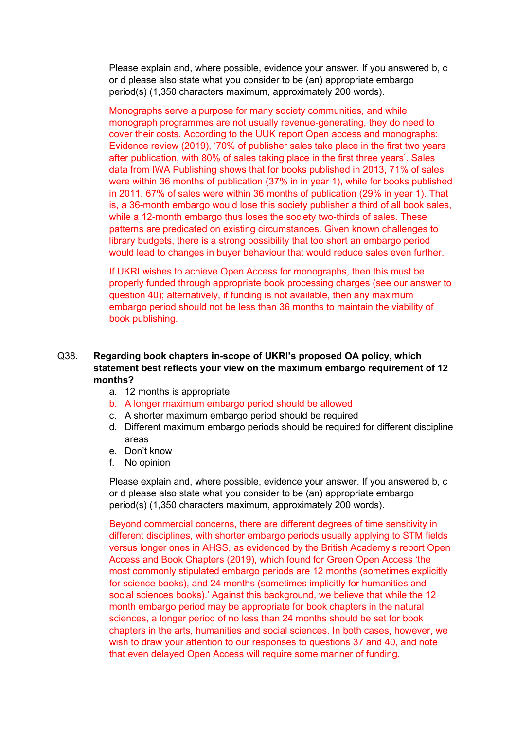Please explain and, where possible, evidence your answer. If you answered b, c or d please also state what you consider to be (an) appropriate embargo period(s) (1,350 characters maximum, approximately 200 words).

Monographs serve a purpose for many society communities, and while monograph programmes are not usually revenue-generating, they do need to cover their costs. According to the UUK report Open access and monographs: Evidence review (2019), '70% of publisher sales take place in the first two years after publication, with 80% of sales taking place in the first three years'. Sales data from IWA Publishing shows that for books published in 2013, 71% of sales were within 36 months of publication (37% in in year 1), while for books published in 2011, 67% of sales were within 36 months of publication (29% in year 1). That is, a 36-month embargo would lose this society publisher a third of all book sales, while a 12-month embargo thus loses the society two-thirds of sales. These patterns are predicated on existing circumstances. Given known challenges to library budgets, there is a strong possibility that too short an embargo period would lead to changes in buyer behaviour that would reduce sales even further.

If UKRI wishes to achieve Open Access for monographs, then this must be properly funded through appropriate book processing charges (see our answer to question 40); alternatively, if funding is not available, then any maximum embargo period should not be less than 36 months to maintain the viability of book publishing.

**Q38. Regarding book chapters in-scope of UKRI's proposed OA policy, which statement best reflects your view on the maximum embargo requirement of 12 months?**

a. 12 months is appropriate
b. A longer maximum embargo period should be allowed
c. A shorter maximum embargo period should be required
d. Different maximum embargo periods should be required for different discipline areas
e. Don't know
f. No opinion

Please explain and, where possible, evidence your answer. If you answered b, c or d please also state what you consider to be (an) appropriate embargo period(s) (1,350 characters maximum, approximately 200 words).

Beyond commercial concerns, there are different degrees of time sensitivity in different disciplines, with shorter embargo periods usually applying to STM fields versus longer ones in AHSS, as evidenced by the British Academy's report Open Access and Book Chapters (2019), which found for Green Open Access 'the most commonly stipulated embargo periods are 12 months (sometimes explicitly for science books), and 24 months (sometimes implicitly for humanities and social sciences books).' Against this background, we believe that while the 12 month embargo period may be appropriate for book chapters in the natural sciences, a longer period of no less than 24 months should be set for book chapters in the arts, humanities and social sciences. In both cases, however, we wish to draw your attention to our responses to questions 37 and 40, and note that even delayed Open Access will require some manner of funding.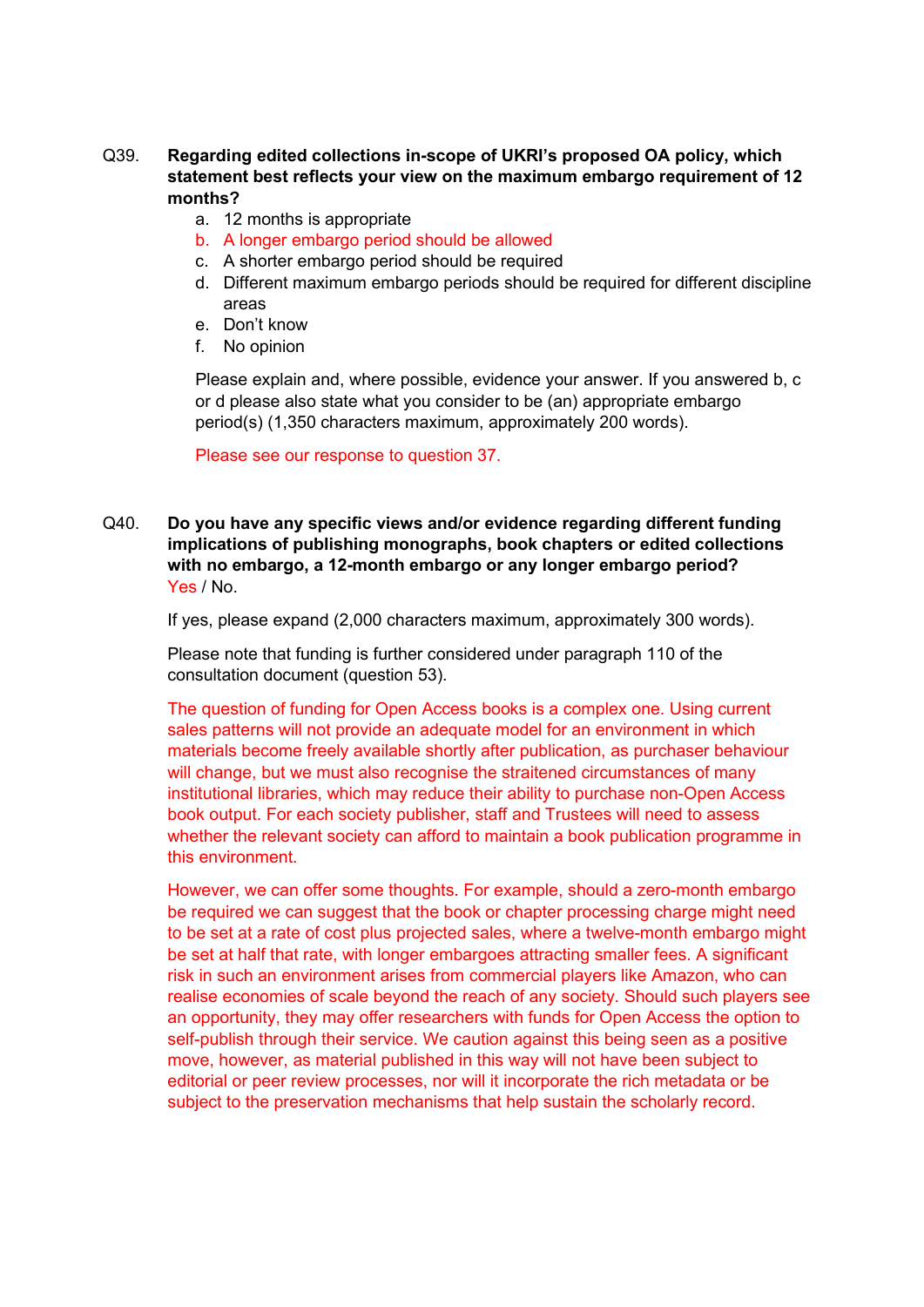Q39. **Regarding edited collections in-scope of UKRI's proposed OA policy, which statement best reflects your view on the maximum embargo requirement of 12 months?**

a. 12 months is appropriate
b. A longer embargo period should be allowed
c. A shorter embargo period should be required
d. Different maximum embargo periods should be required for different discipline areas
e. Don't know
f. No opinion

Please explain and, where possible, evidence your answer. If you answered b, c or d please also state what you consider to be (an) appropriate embargo period(s) (1,350 characters maximum, approximately 200 words).

Please see our response to question 37.

Q40. **Do you have any specific views and/or evidence regarding different funding implications of publishing monographs, book chapters or edited collections with no embargo, a 12-month embargo or any longer embargo period?**
Yes / No.

If yes, please expand (2,000 characters maximum, approximately 300 words).

Please note that funding is further considered under paragraph 110 of the consultation document (question 53).

The question of funding for Open Access books is a complex one. Using current sales patterns will not provide an adequate model for an environment in which materials become freely available shortly after publication, as purchaser behaviour will change, but we must also recognise the straitened circumstances of many institutional libraries, which may reduce their ability to purchase non-Open Access book output. For each society publisher, staff and Trustees will need to assess whether the relevant society can afford to maintain a book publication programme in this environment.

However, we can offer some thoughts. For example, should a zero-month embargo be required we can suggest that the book or chapter processing charge might need to be set at a rate of cost plus projected sales, where a twelve-month embargo might be set at half that rate, with longer embargoes attracting smaller fees. A significant risk in such an environment arises from commercial players like Amazon, who can realise economies of scale beyond the reach of any society. Should such players see an opportunity, they may offer researchers with funds for Open Access the option to self-publish through their service. We caution against this being seen as a positive move, however, as material published in this way will not have been subject to editorial or peer review processes, nor will it incorporate the rich metadata or be subject to the preservation mechanisms that help sustain the scholarly record.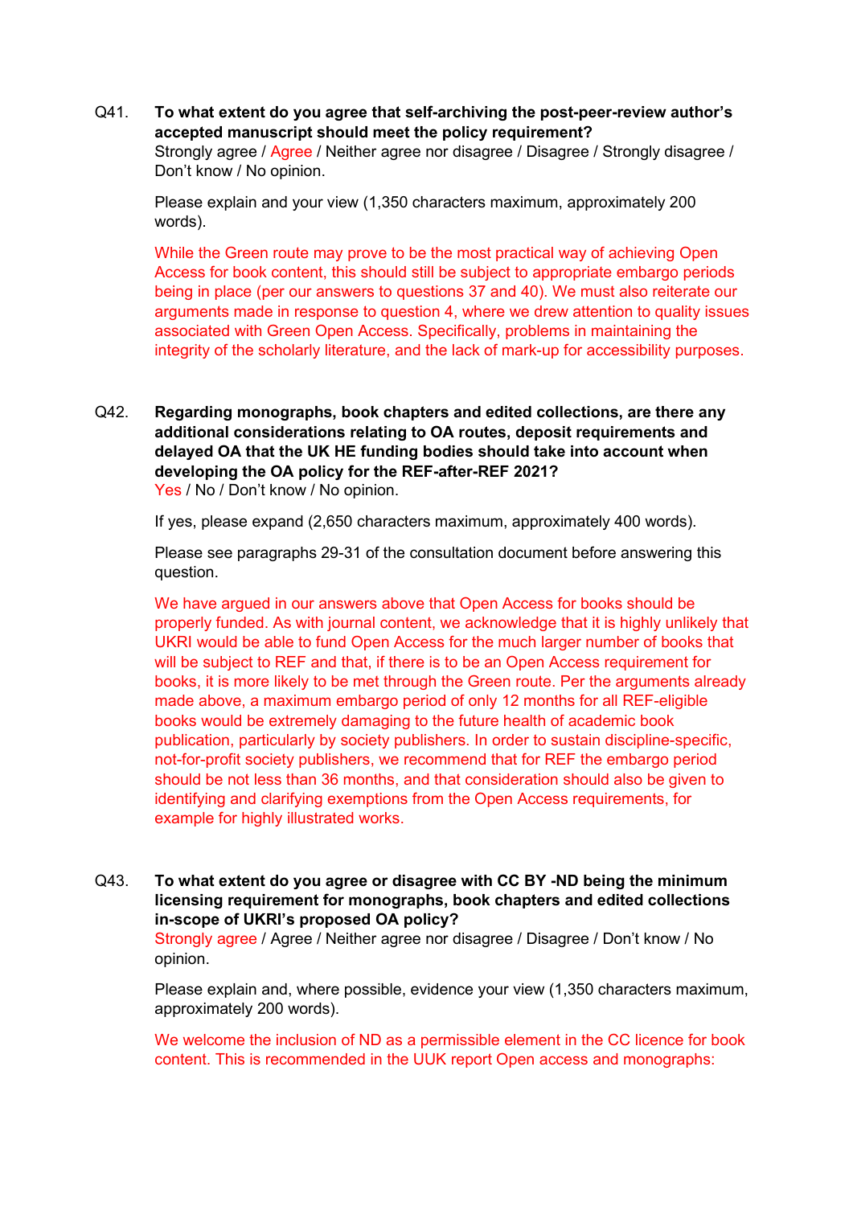Q41. **To what extent do you agree that self-archiving the post-peer-review author's accepted manuscript should meet the policy requirement?**
Strongly agree / Agree / Neither agree nor disagree / Disagree / Strongly disagree / Don't know / No opinion.

Please explain and your view (1,350 characters maximum, approximately 200 words).

While the Green route may prove to be the most practical way of achieving Open Access for book content, this should still be subject to appropriate embargo periods being in place (per our answers to questions 37 and 40). We must also reiterate our arguments made in response to question 4, where we drew attention to quality issues associated with Green Open Access. Specifically, problems in maintaining the integrity of the scholarly literature, and the lack of mark-up for accessibility purposes.

Q42. **Regarding monographs, book chapters and edited collections, are there any additional considerations relating to OA routes, deposit requirements and delayed OA that the UK HE funding bodies should take into account when developing the OA policy for the REF-after-REF 2021?**
Yes / No / Don't know / No opinion.

If yes, please expand (2,650 characters maximum, approximately 400 words).

Please see paragraphs 29-31 of the consultation document before answering this question.

We have argued in our answers above that Open Access for books should be properly funded. As with journal content, we acknowledge that it is highly unlikely that UKRI would be able to fund Open Access for the much larger number of books that will be subject to REF and that, if there is to be an Open Access requirement for books, it is more likely to be met through the Green route. Per the arguments already made above, a maximum embargo period of only 12 months for all REF-eligible books would be extremely damaging to the future health of academic book publication, particularly by society publishers. In order to sustain discipline-specific, not-for-profit society publishers, we recommend that for REF the embargo period should be not less than 36 months, and that consideration should also be given to identifying and clarifying exemptions from the Open Access requirements, for example for highly illustrated works.

Q43. **To what extent do you agree or disagree with CC BY -ND being the minimum licensing requirement for monographs, book chapters and edited collections in-scope of UKRI's proposed OA policy?**
Strongly agree / Agree / Neither agree nor disagree / Disagree / Don't know / No opinion.

Please explain and, where possible, evidence your view (1,350 characters maximum, approximately 200 words).

We welcome the inclusion of ND as a permissible element in the CC licence for book content. This is recommended in the UUK report Open access and monographs: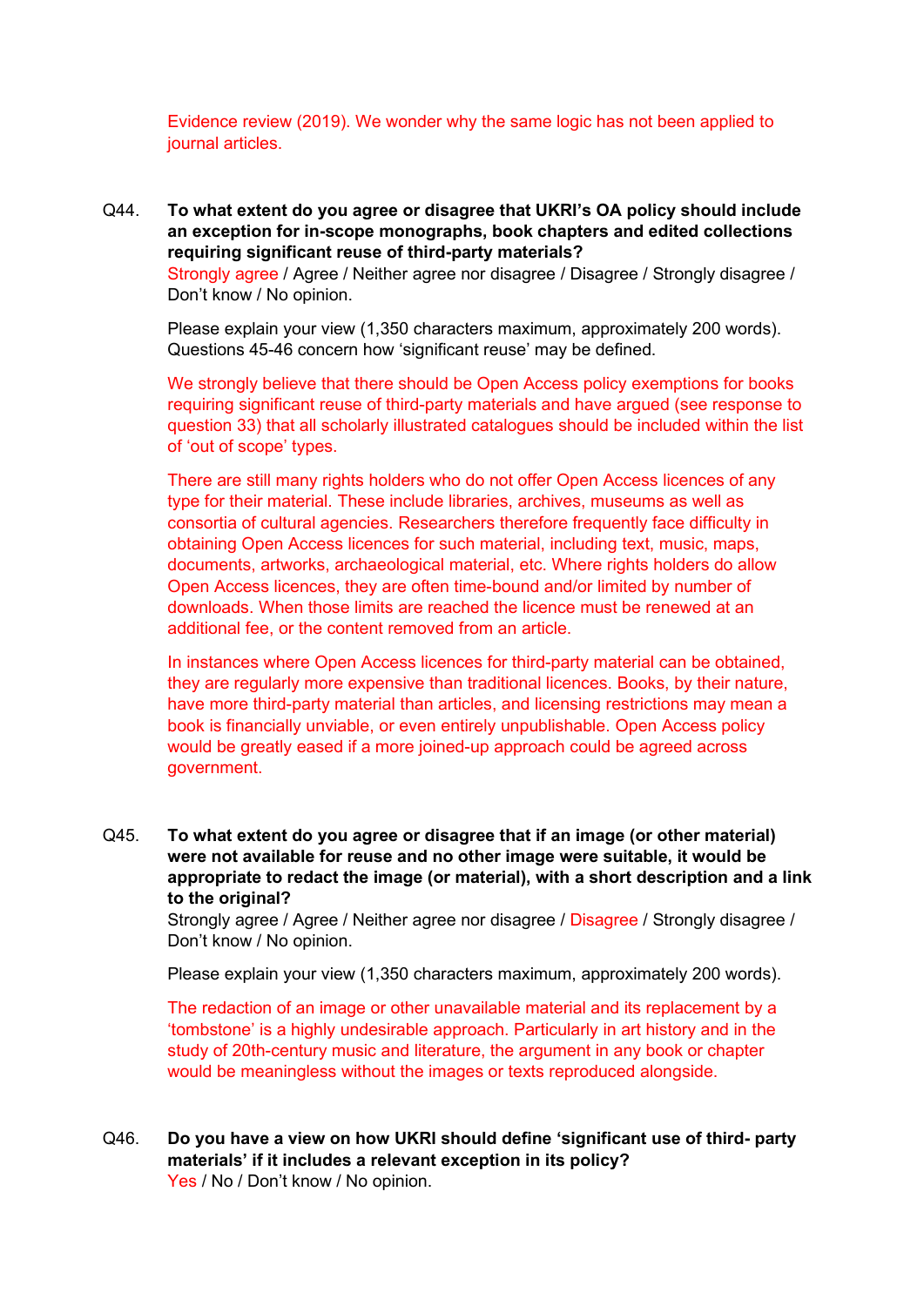Evidence review (2019). We wonder why the same logic has not been applied to journal articles.

Q44. **To what extent do you agree or disagree that UKRI's OA policy should include an exception for in-scope monographs, book chapters and edited collections requiring significant reuse of third-party materials?**

Strongly agree / Agree / Neither agree nor disagree / Disagree / Strongly disagree / Don't know / No opinion.

Please explain your view (1,350 characters maximum, approximately 200 words). Questions 45-46 concern how 'significant reuse' may be defined.

We strongly believe that there should be Open Access policy exemptions for books requiring significant reuse of third-party materials and have argued (see response to question 33) that all scholarly illustrated catalogues should be included within the list of 'out of scope' types.

There are still many rights holders who do not offer Open Access licences of any type for their material. These include libraries, archives, museums as well as consortia of cultural agencies. Researchers therefore frequently face difficulty in obtaining Open Access licences for such material, including text, music, maps, documents, artworks, archaeological material, etc. Where rights holders do allow Open Access licences, they are often time-bound and/or limited by number of downloads. When those limits are reached the licence must be renewed at an additional fee, or the content removed from an article.

In instances where Open Access licences for third-party material can be obtained, they are regularly more expensive than traditional licences. Books, by their nature, have more third-party material than articles, and licensing restrictions may mean a book is financially unviable, or even entirely unpublishable. Open Access policy would be greatly eased if a more joined-up approach could be agreed across government.

Q45. **To what extent do you agree or disagree that if an image (or other material) were not available for reuse and no other image were suitable, it would be appropriate to redact the image (or material), with a short description and a link to the original?**

Strongly agree / Agree / Neither agree nor disagree / Disagree / Strongly disagree / Don't know / No opinion.

Please explain your view (1,350 characters maximum, approximately 200 words).

The redaction of an image or other unavailable material and its replacement by a 'tombstone' is a highly undesirable approach. Particularly in art history and in the study of 20th-century music and literature, the argument in any book or chapter would be meaningless without the images or texts reproduced alongside.

Q46. **Do you have a view on how UKRI should define 'significant use of third- party materials' if it includes a relevant exception in its policy?**

Yes / No / Don't know / No opinion.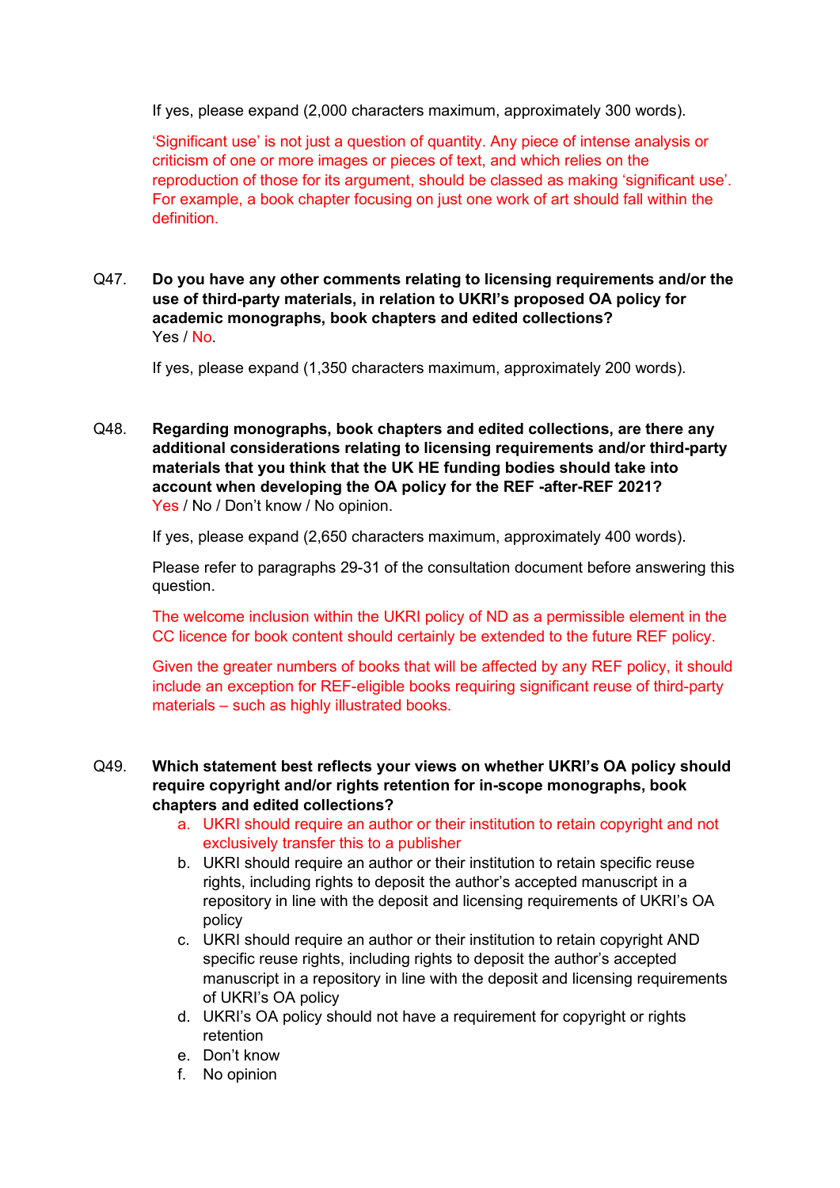If yes, please expand (2,000 characters maximum, approximately 300 words).

'Significant use' is not just a question of quantity. Any piece of intense analysis or criticism of one or more images or pieces of text, and which relies on the reproduction of those for its argument, should be classed as making 'significant use'. For example, a book chapter focusing on just one work of art should fall within the definition.

Q47. **Do you have any other comments relating to licensing requirements and/or the use of third-party materials, in relation to UKRI's proposed OA policy for academic monographs, book chapters and edited collections?**
Yes / No.

If yes, please expand (1,350 characters maximum, approximately 200 words).

Q48. **Regarding monographs, book chapters and edited collections, are there any additional considerations relating to licensing requirements and/or third-party materials that you think that the UK HE funding bodies should take into account when developing the OA policy for the REF -after-REF 2021?**
Yes / No / Don't know / No opinion.

If yes, please expand (2,650 characters maximum, approximately 400 words).

Please refer to paragraphs 29-31 of the consultation document before answering this question.

The welcome inclusion within the UKRI policy of ND as a permissible element in the CC licence for book content should certainly be extended to the future REF policy.

Given the greater numbers of books that will be affected by any REF policy, it should include an exception for REF-eligible books requiring significant reuse of third-party materials – such as highly illustrated books.

Q49. **Which statement best reflects your views on whether UKRI's OA policy should require copyright and/or rights retention for in-scope monographs, book chapters and edited collections?**

a. UKRI should require an author or their institution to retain copyright and not exclusively transfer this to a publisher
b. UKRI should require an author or their institution to retain specific reuse rights, including rights to deposit the author's accepted manuscript in a repository in line with the deposit and licensing requirements of UKRI's OA policy
c. UKRI should require an author or their institution to retain copyright AND specific reuse rights, including rights to deposit the author's accepted manuscript in a repository in line with the deposit and licensing requirements of UKRI's OA policy
d. UKRI's OA policy should not have a requirement for copyright or rights retention
e. Don't know
f. No opinion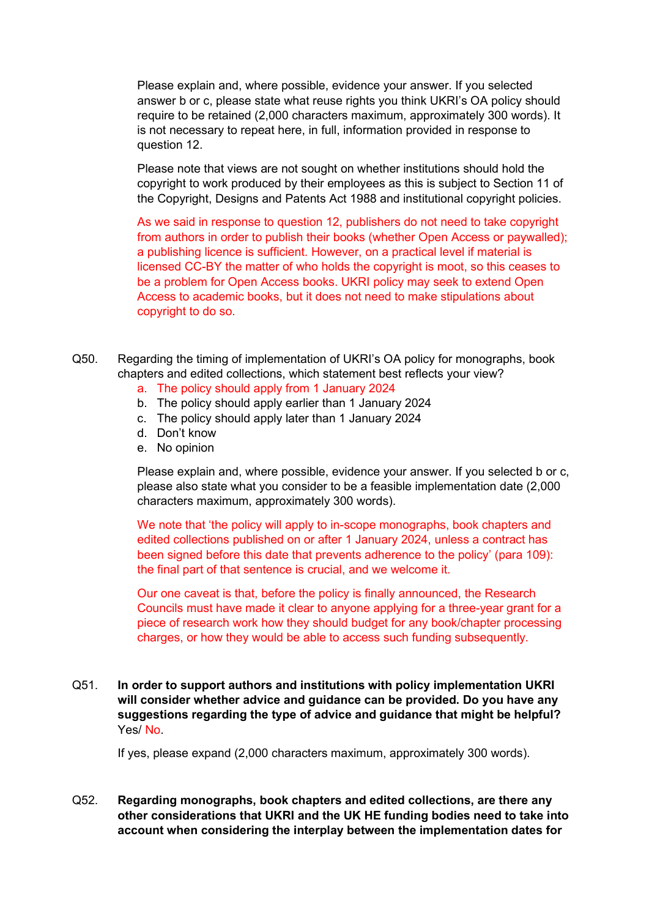Please explain and, where possible, evidence your answer. If you selected answer b or c, please state what reuse rights you think UKRI's OA policy should require to be retained (2,000 characters maximum, approximately 300 words). It is not necessary to repeat here, in full, information provided in response to question 12.

Please note that views are not sought on whether institutions should hold the copyright to work produced by their employees as this is subject to Section 11 of the Copyright, Designs and Patents Act 1988 and institutional copyright policies.

As we said in response to question 12, publishers do not need to take copyright from authors in order to publish their books (whether Open Access or paywalled); a publishing licence is sufficient. However, on a practical level if material is licensed CC-BY the matter of who holds the copyright is moot, so this ceases to be a problem for Open Access books. UKRI policy may seek to extend Open Access to academic books, but it does not need to make stipulations about copyright to do so.

Q50. Regarding the timing of implementation of UKRI's OA policy for monographs, book chapters and edited collections, which statement best reflects your view?

a. The policy should apply from 1 January 2024
b. The policy should apply earlier than 1 January 2024
c. The policy should apply later than 1 January 2024
d. Don't know
e. No opinion

Please explain and, where possible, evidence your answer. If you selected b or c, please also state what you consider to be a feasible implementation date (2,000 characters maximum, approximately 300 words).

We note that 'the policy will apply to in-scope monographs, book chapters and edited collections published on or after 1 January 2024, unless a contract has been signed before this date that prevents adherence to the policy' (para 109): the final part of that sentence is crucial, and we welcome it.

Our one caveat is that, before the policy is finally announced, the Research Councils must have made it clear to anyone applying for a three-year grant for a piece of research work how they should budget for any book/chapter processing charges, or how they would be able to access such funding subsequently.

Q51. **In order to support authors and institutions with policy implementation UKRI will consider whether advice and guidance can be provided. Do you have any suggestions regarding the type of advice and guidance that might be helpful?**
Yes/ No.

If yes, please expand (2,000 characters maximum, approximately 300 words).

Q52. **Regarding monographs, book chapters and edited collections, are there any other considerations that UKRI and the UK HE funding bodies need to take into account when considering the interplay between the implementation dates for**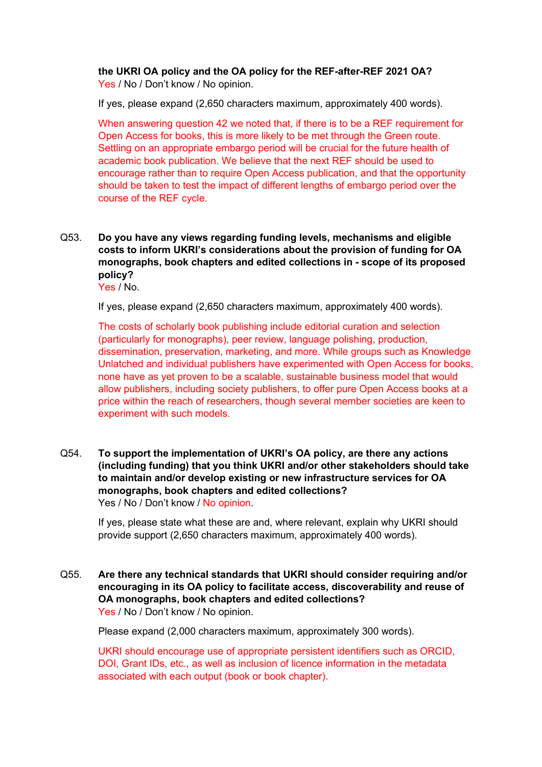**the UKRI OA policy and the OA policy for the REF-after-REF 2021 OA?**
Yes / No / Don't know / No opinion.

If yes, please expand (2,650 characters maximum, approximately 400 words).

When answering question 42 we noted that, if there is to be a REF requirement for Open Access for books, this is more likely to be met through the Green route. Settling on an appropriate embargo period will be crucial for the future health of academic book publication. We believe that the next REF should be used to encourage rather than to require Open Access publication, and that the opportunity should be taken to test the impact of different lengths of embargo period over the course of the REF cycle.

Q53. **Do you have any views regarding funding levels, mechanisms and eligible costs to inform UKRI's considerations about the provision of funding for OA monographs, book chapters and edited collections in - scope of its proposed policy?**
Yes / No.

If yes, please expand (2,650 characters maximum, approximately 400 words).

The costs of scholarly book publishing include editorial curation and selection (particularly for monographs), peer review, language polishing, production, dissemination, preservation, marketing, and more. While groups such as Knowledge Unlatched and individual publishers have experimented with Open Access for books, none have as yet proven to be a scalable, sustainable business model that would allow publishers, including society publishers, to offer pure Open Access books at a price within the reach of researchers, though several member societies are keen to experiment with such models.

Q54. **To support the implementation of UKRI's OA policy, are there any actions (including funding) that you think UKRI and/or other stakeholders should take to maintain and/or develop existing or new infrastructure services for OA monographs, book chapters and edited collections?**
Yes / No / Don't know / No opinion.

If yes, please state what these are and, where relevant, explain why UKRI should provide support (2,650 characters maximum, approximately 400 words).

Q55. **Are there any technical standards that UKRI should consider requiring and/or encouraging in its OA policy to facilitate access, discoverability and reuse of OA monographs, book chapters and edited collections?**
Yes / No / Don't know / No opinion.

Please expand (2,000 characters maximum, approximately 300 words).

UKRI should encourage use of appropriate persistent identifiers such as ORCID, DOI, Grant IDs, etc., as well as inclusion of licence information in the metadata associated with each output (book or book chapter).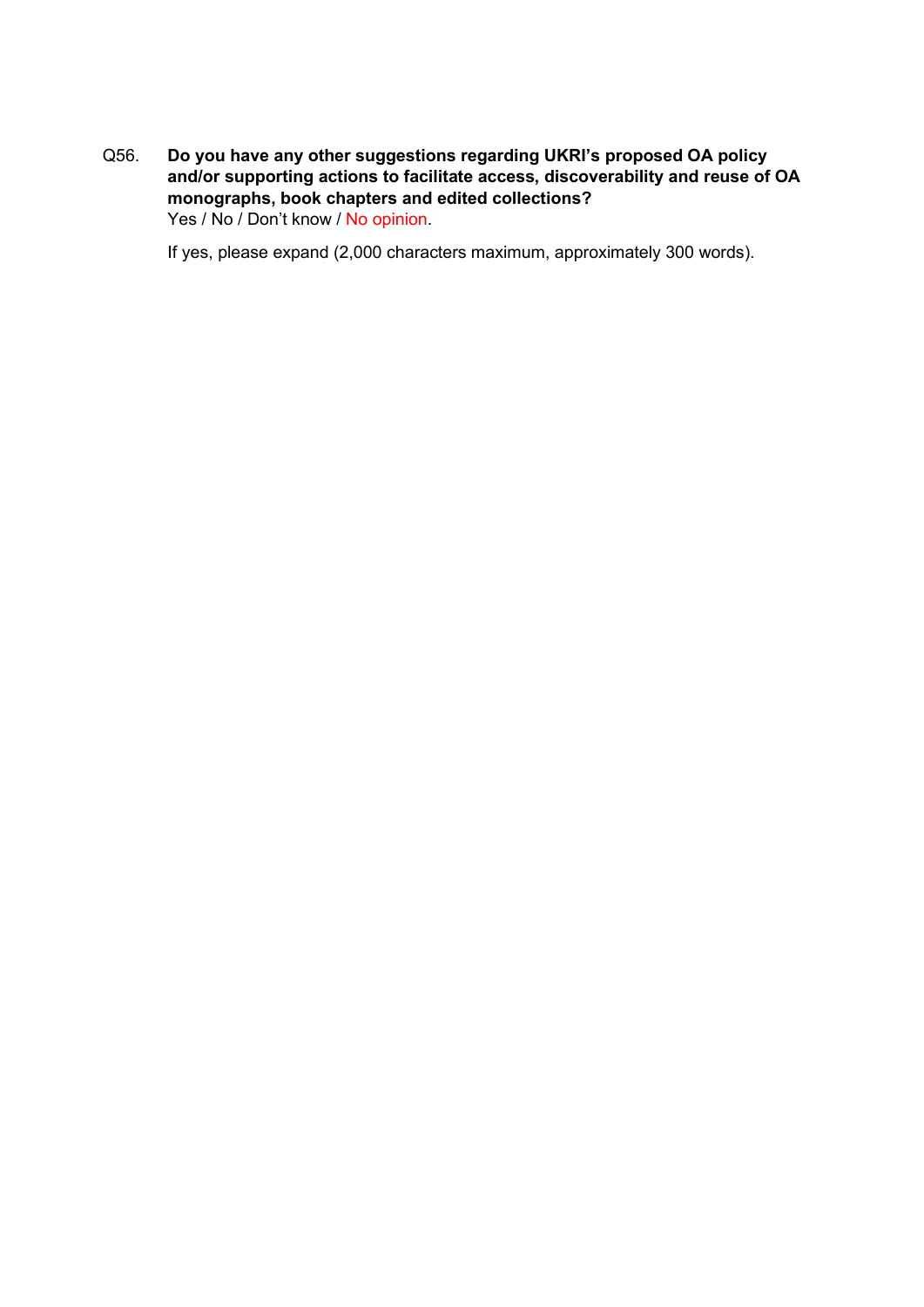Q56. **Do you have any other suggestions regarding UKRI's proposed OA policy and/or supporting actions to facilitate access, discoverability and reuse of OA monographs, book chapters and edited collections?**
Yes / No / Don't know / No opinion.

If yes, please expand (2,000 characters maximum, approximately 300 words).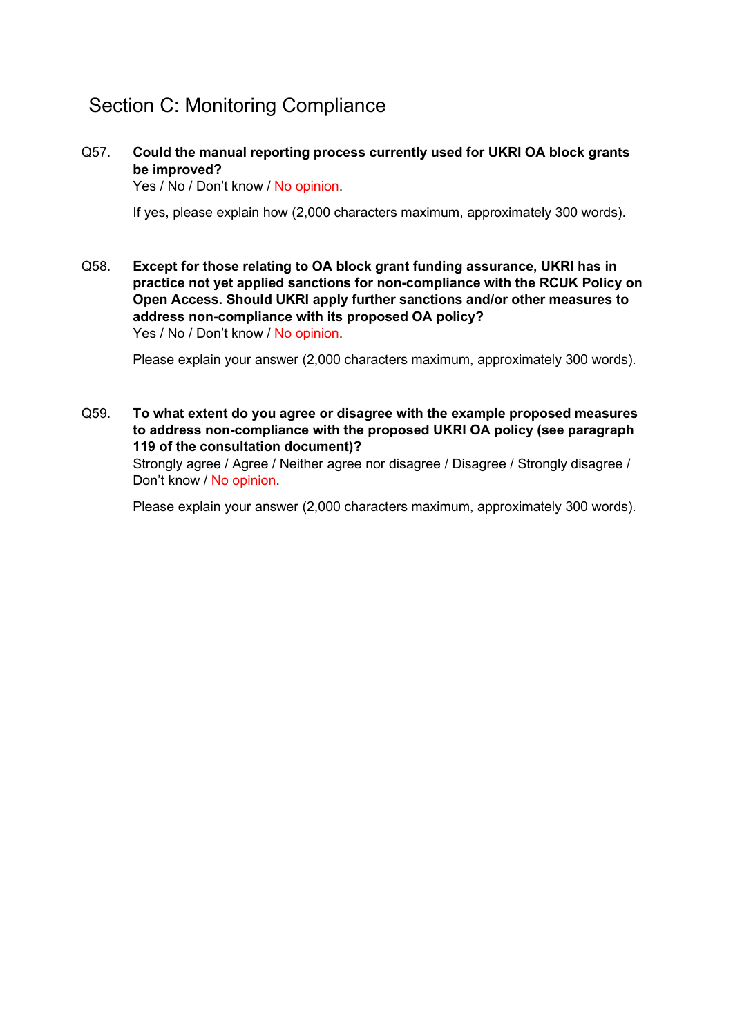## Section C: Monitoring Compliance

Q57. **Could the manual reporting process currently used for UKRI OA block grants be improved?**
Yes / No / Don't know / No opinion.

If yes, please explain how (2,000 characters maximum, approximately 300 words).

Q58. **Except for those relating to OA block grant funding assurance, UKRI has in practice not yet applied sanctions for non-compliance with the RCUK Policy on Open Access. Should UKRI apply further sanctions and/or other measures to address non-compliance with its proposed OA policy?**
Yes / No / Don't know / No opinion.

Please explain your answer (2,000 characters maximum, approximately 300 words).

Q59. **To what extent do you agree or disagree with the example proposed measures to address non-compliance with the proposed UKRI OA policy (see paragraph 119 of the consultation document)?**
Strongly agree / Agree / Neither agree nor disagree / Disagree / Strongly disagree / Don't know / No opinion.

Please explain your answer (2,000 characters maximum, approximately 300 words).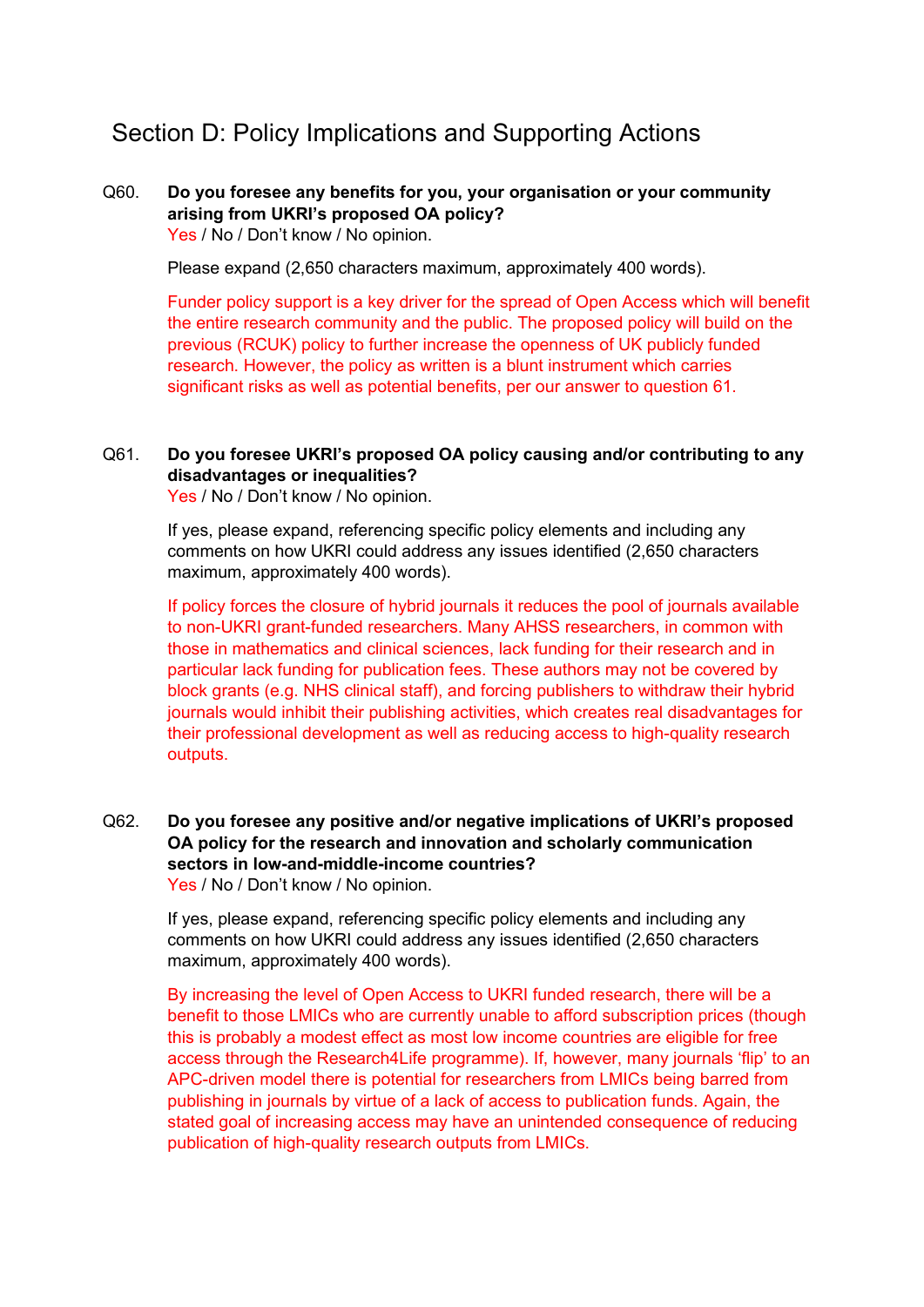## Section D: Policy Implications and Supporting Actions

Q60. **Do you foresee any benefits for you, your organisation or your community arising from UKRI's proposed OA policy?**
Yes / No / Don't know / No opinion.

Please expand (2,650 characters maximum, approximately 400 words).

Funder policy support is a key driver for the spread of Open Access which will benefit the entire research community and the public. The proposed policy will build on the previous (RCUK) policy to further increase the openness of UK publicly funded research. However, the policy as written is a blunt instrument which carries significant risks as well as potential benefits, per our answer to question 61.

Q61. **Do you foresee UKRI's proposed OA policy causing and/or contributing to any disadvantages or inequalities?**
Yes / No / Don't know / No opinion.

If yes, please expand, referencing specific policy elements and including any comments on how UKRI could address any issues identified (2,650 characters maximum, approximately 400 words).

If policy forces the closure of hybrid journals it reduces the pool of journals available to non-UKRI grant-funded researchers. Many AHSS researchers, in common with those in mathematics and clinical sciences, lack funding for their research and in particular lack funding for publication fees. These authors may not be covered by block grants (e.g. NHS clinical staff), and forcing publishers to withdraw their hybrid journals would inhibit their publishing activities, which creates real disadvantages for their professional development as well as reducing access to high-quality research outputs.

Q62. **Do you foresee any positive and/or negative implications of UKRI's proposed OA policy for the research and innovation and scholarly communication sectors in low-and-middle-income countries?**
Yes / No / Don't know / No opinion.

If yes, please expand, referencing specific policy elements and including any comments on how UKRI could address any issues identified (2,650 characters maximum, approximately 400 words).

By increasing the level of Open Access to UKRI funded research, there will be a benefit to those LMICs who are currently unable to afford subscription prices (though this is probably a modest effect as most low income countries are eligible for free access through the Research4Life programme). If, however, many journals 'flip' to an APC-driven model there is potential for researchers from LMICs being barred from publishing in journals by virtue of a lack of access to publication funds. Again, the stated goal of increasing access may have an unintended consequence of reducing publication of high-quality research outputs from LMICs.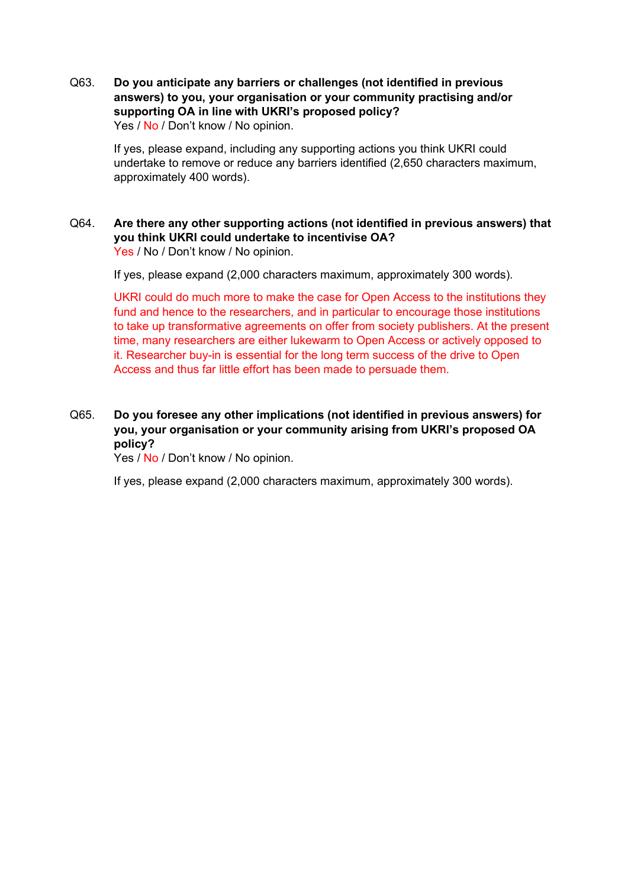Q63. **Do you anticipate any barriers or challenges (not identified in previous answers) to you, your organisation or your community practising and/or supporting OA in line with UKRI's proposed policy?**
Yes / No / Don't know / No opinion.

If yes, please expand, including any supporting actions you think UKRI could undertake to remove or reduce any barriers identified (2,650 characters maximum, approximately 400 words).

Q64. **Are there any other supporting actions (not identified in previous answers) that you think UKRI could undertake to incentivise OA?**
Yes / No / Don't know / No opinion.

If yes, please expand (2,000 characters maximum, approximately 300 words).

UKRI could do much more to make the case for Open Access to the institutions they fund and hence to the researchers, and in particular to encourage those institutions to take up transformative agreements on offer from society publishers. At the present time, many researchers are either lukewarm to Open Access or actively opposed to it. Researcher buy-in is essential for the long term success of the drive to Open Access and thus far little effort has been made to persuade them.

Q65. **Do you foresee any other implications (not identified in previous answers) for you, your organisation or your community arising from UKRI's proposed OA policy?**
Yes / No / Don't know / No opinion.

If yes, please expand (2,000 characters maximum, approximately 300 words).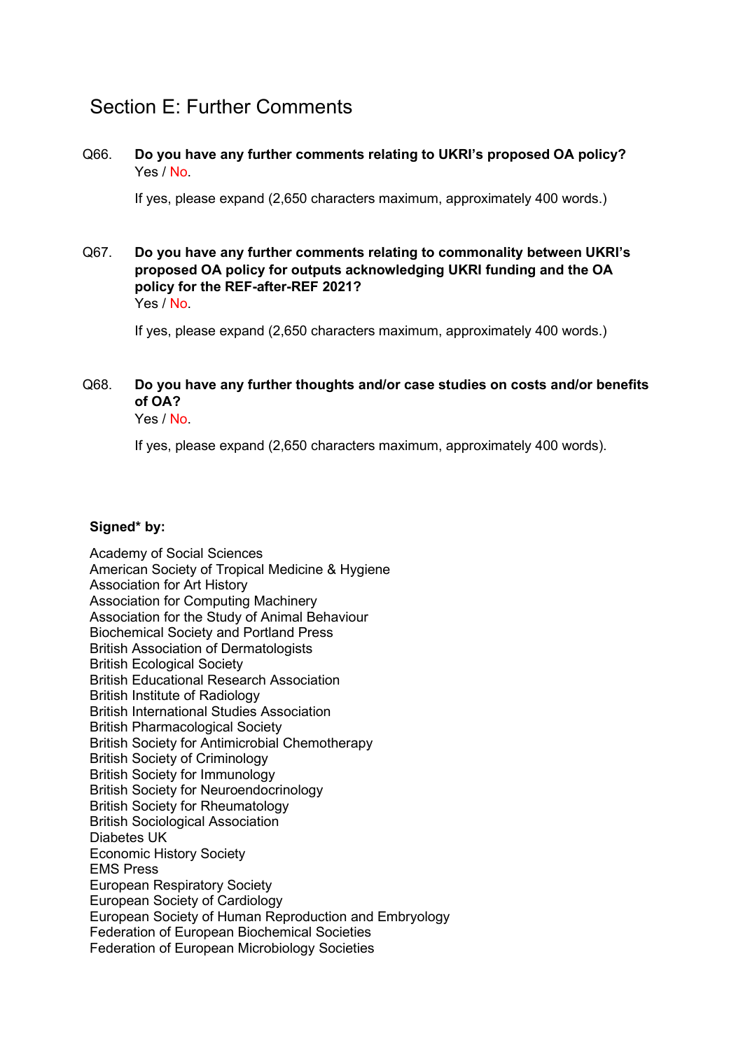## Section E: Further Comments

Q66. **Do you have any further comments relating to UKRI's proposed OA policy?**
Yes / No.

If yes, please expand (2,650 characters maximum, approximately 400 words.)

Q67. **Do you have any further comments relating to commonality between UKRI's proposed OA policy for outputs acknowledging UKRI funding and the OA policy for the REF-after-REF 2021?**
Yes / No.

If yes, please expand (2,650 characters maximum, approximately 400 words.)

Q68. **Do you have any further thoughts and/or case studies on costs and/or benefits of OA?**
Yes / No.

If yes, please expand (2,650 characters maximum, approximately 400 words).

**Signed* by:**

Academy of Social Sciences
American Society of Tropical Medicine & Hygiene
Association for Art History
Association for Computing Machinery
Association for the Study of Animal Behaviour
Biochemical Society and Portland Press
British Association of Dermatologists
British Ecological Society
British Educational Research Association
British Institute of Radiology
British International Studies Association
British Pharmacological Society
British Society for Antimicrobial Chemotherapy
British Society of Criminology
British Society for Immunology
British Society for Neuroendocrinology
British Society for Rheumatology
British Sociological Association
Diabetes UK
Economic History Society
EMS Press
European Respiratory Society
European Society of Cardiology
European Society of Human Reproduction and Embryology
Federation of European Biochemical Societies
Federation of European Microbiology Societies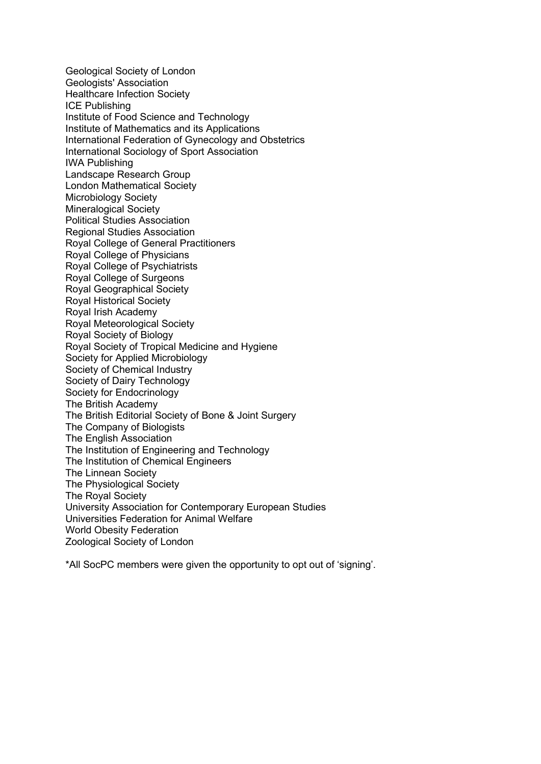Geological Society of London
Geologists' Association
Healthcare Infection Society
ICE Publishing
Institute of Food Science and Technology
Institute of Mathematics and its Applications
International Federation of Gynecology and Obstetrics
International Sociology of Sport Association
IWA Publishing
Landscape Research Group
London Mathematical Society
Microbiology Society
Mineralogical Society
Political Studies Association
Regional Studies Association
Royal College of General Practitioners
Royal College of Physicians
Royal College of Psychiatrists
Royal College of Surgeons
Royal Geographical Society
Royal Historical Society
Royal Irish Academy
Royal Meteorological Society
Royal Society of Biology
Royal Society of Tropical Medicine and Hygiene
Society for Applied Microbiology
Society of Chemical Industry
Society of Dairy Technology
Society for Endocrinology
The British Academy
The British Editorial Society of Bone & Joint Surgery
The Company of Biologists
The English Association
The Institution of Engineering and Technology
The Institution of Chemical Engineers
The Linnean Society
The Physiological Society
The Royal Society
University Association for Contemporary European Studies
Universities Federation for Animal Welfare
World Obesity Federation
Zoological Society of London

*All SocPC members were given the opportunity to opt out of 'signing'.